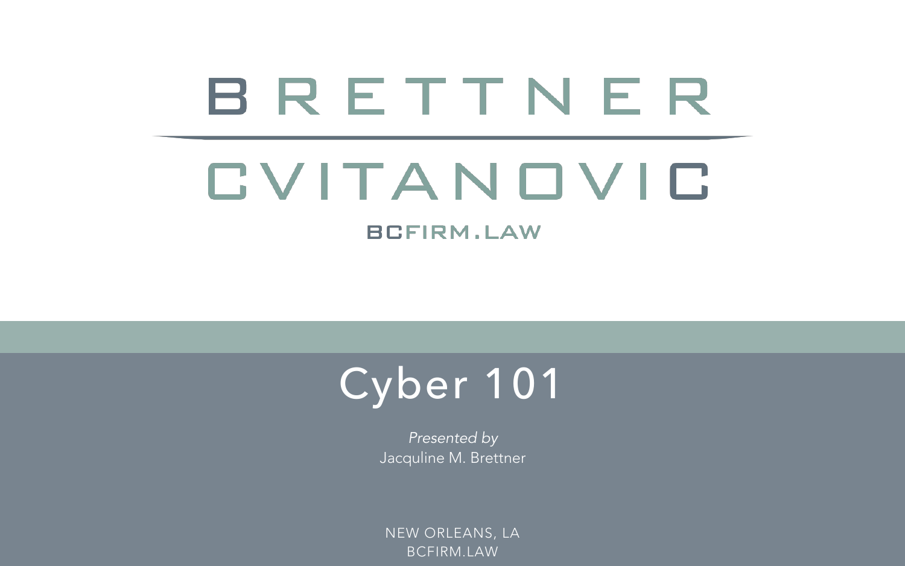# BRETTNER CVITANOVIC

BCFIRM.LAW

# Cyber 101

*Presented by*
Jacquline M. Brettner

NEW ORLEANS, LA
BCFIRM.LAW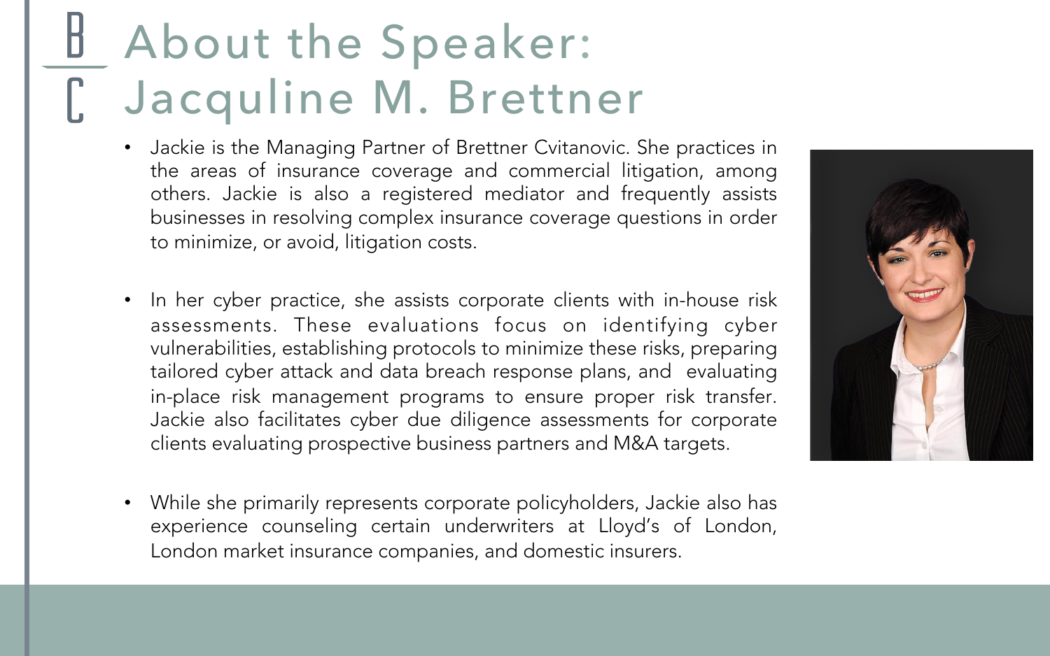# About the Speaker: Jacquline M. Brettner

- Jackie is the Managing Partner of Brettner Cvitanovic. She practices in the areas of insurance coverage and commercial litigation, among others. Jackie is also a registered mediator and frequently assists businesses in resolving complex insurance coverage questions in order to minimize, or avoid, litigation costs.

- In her cyber practice, she assists corporate clients with in-house risk assessments. These evaluations focus on identifying cyber vulnerabilities, establishing protocols to minimize these risks, preparing tailored cyber attack and data breach response plans, and evaluating in-place risk management programs to ensure proper risk transfer. Jackie also facilitates cyber due diligence assessments for corporate clients evaluating prospective business partners and M&A targets.

- While she primarily represents corporate policyholders, Jackie also has experience counseling certain underwriters at Lloyd's of London, London market insurance companies, and domestic insurers.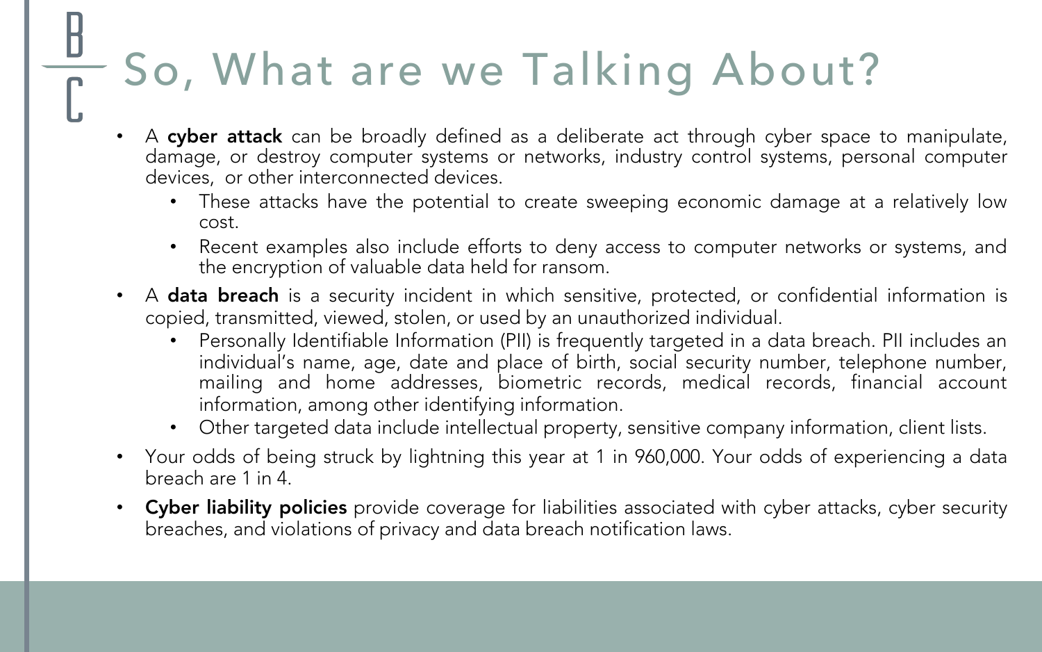# So, What are we Talking About?

- A **cyber attack** can be broadly defined as a deliberate act through cyber space to manipulate, damage, or destroy computer systems or networks, industry control systems, personal computer devices, or other interconnected devices.
  - These attacks have the potential to create sweeping economic damage at a relatively low cost.
  - Recent examples also include efforts to deny access to computer networks or systems, and the encryption of valuable data held for ransom.
- A **data breach** is a security incident in which sensitive, protected, or confidential information is copied, transmitted, viewed, stolen, or used by an unauthorized individual.
  - Personally Identifiable Information (PII) is frequently targeted in a data breach. PII includes an individual's name, age, date and place of birth, social security number, telephone number, mailing and home addresses, biometric records, medical records, financial account information, among other identifying information.
  - Other targeted data include intellectual property, sensitive company information, client lists.
- Your odds of being struck by lightning this year at 1 in 960,000. Your odds of experiencing a data breach are 1 in 4.
- **Cyber liability policies** provide coverage for liabilities associated with cyber attacks, cyber security breaches, and violations of privacy and data breach notification laws.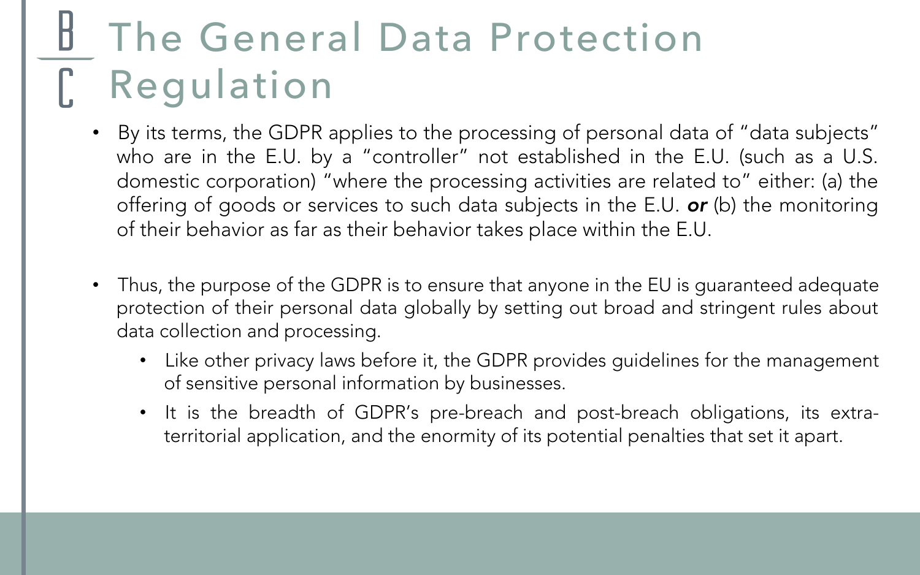# The General Data Protection Regulation

- By its terms, the GDPR applies to the processing of personal data of "data subjects" who are in the E.U. by a "controller" not established in the E.U. (such as a U.S. domestic corporation) "where the processing activities are related to" either: (a) the offering of goods or services to such data subjects in the E.U. ***or*** (b) the monitoring of their behavior as far as their behavior takes place within the E.U.

- Thus, the purpose of the GDPR is to ensure that anyone in the EU is guaranteed adequate protection of their personal data globally by setting out broad and stringent rules about data collection and processing.
  - Like other privacy laws before it, the GDPR provides guidelines for the management of sensitive personal information by businesses.
  - It is the breadth of GDPR's pre-breach and post-breach obligations, its extra-territorial application, and the enormity of its potential penalties that set it apart.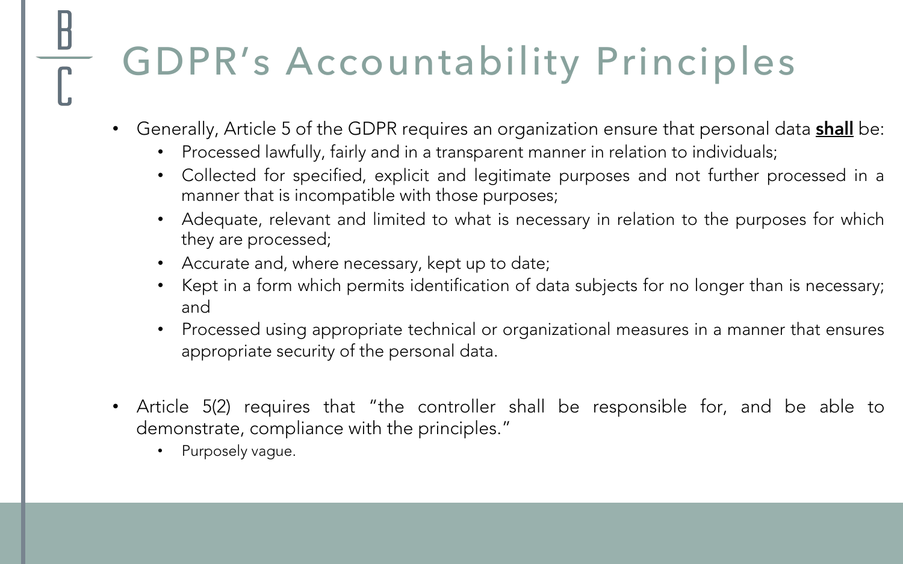# GDPR's Accountability Principles

- Generally, Article 5 of the GDPR requires an organization ensure that personal data **shall** be:
  - Processed lawfully, fairly and in a transparent manner in relation to individuals;
  - Collected for specified, explicit and legitimate purposes and not further processed in a manner that is incompatible with those purposes;
  - Adequate, relevant and limited to what is necessary in relation to the purposes for which they are processed;
  - Accurate and, where necessary, kept up to date;
  - Kept in a form which permits identification of data subjects for no longer than is necessary; and
  - Processed using appropriate technical or organizational measures in a manner that ensures appropriate security of the personal data.

- Article 5(2) requires that "the controller shall be responsible for, and be able to demonstrate, compliance with the principles."
  - Purposely vague.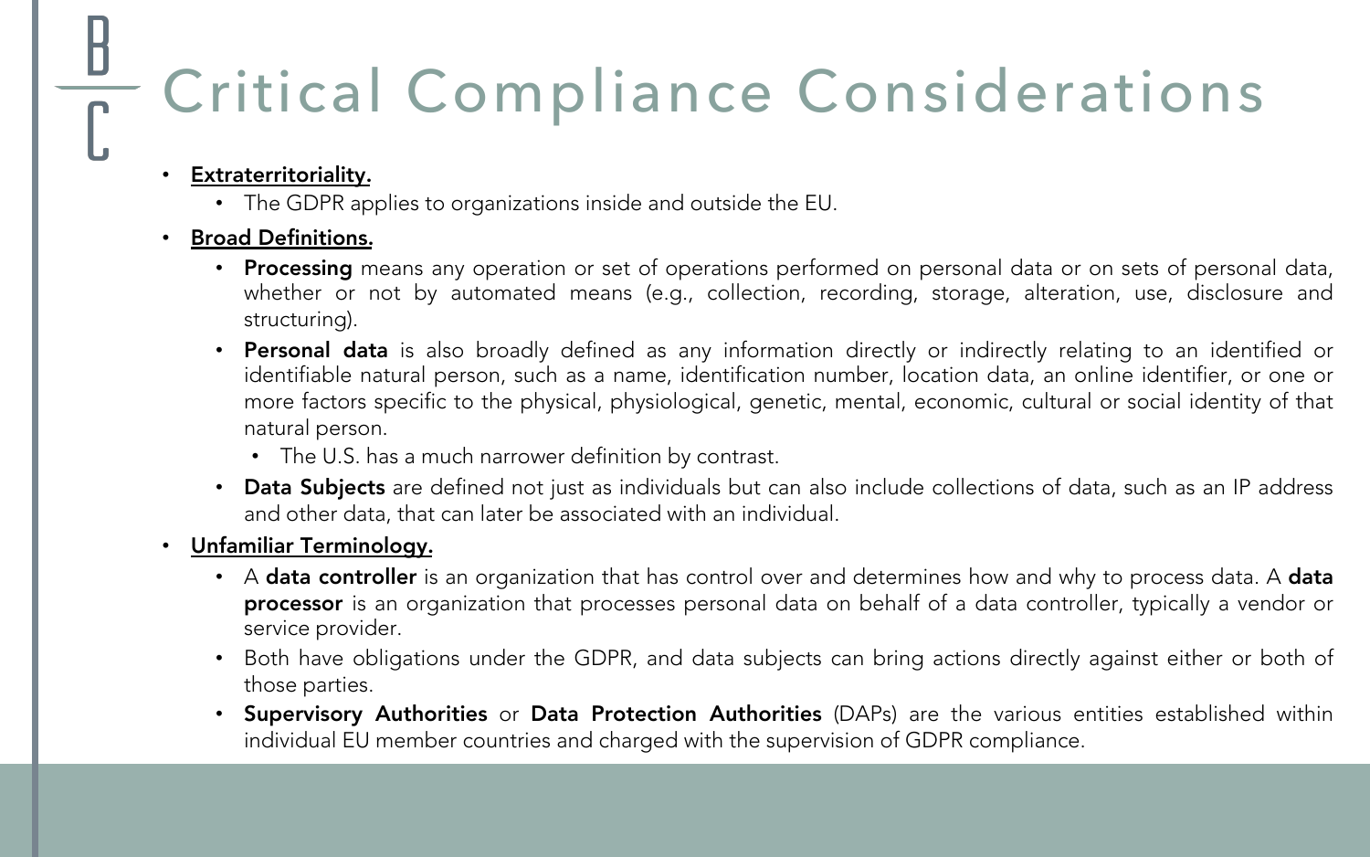# Critical Compliance Considerations

- **Extraterritoriality.**
  - The GDPR applies to organizations inside and outside the EU.
- **Broad Definitions.**
  - **Processing** means any operation or set of operations performed on personal data or on sets of personal data, whether or not by automated means (e.g., collection, recording, storage, alteration, use, disclosure and structuring).
  - **Personal data** is also broadly defined as any information directly or indirectly relating to an identified or identifiable natural person, such as a name, identification number, location data, an online identifier, or one or more factors specific to the physical, physiological, genetic, mental, economic, cultural or social identity of that natural person.
    - The U.S. has a much narrower definition by contrast.
  - **Data Subjects** are defined not just as individuals but can also include collections of data, such as an IP address and other data, that can later be associated with an individual.
- **Unfamiliar Terminology.**
  - A **data controller** is an organization that has control over and determines how and why to process data. A **data processor** is an organization that processes personal data on behalf of a data controller, typically a vendor or service provider.
  - Both have obligations under the GDPR, and data subjects can bring actions directly against either or both of those parties.
  - **Supervisory Authorities** or **Data Protection Authorities** (DAPs) are the various entities established within individual EU member countries and charged with the supervision of GDPR compliance.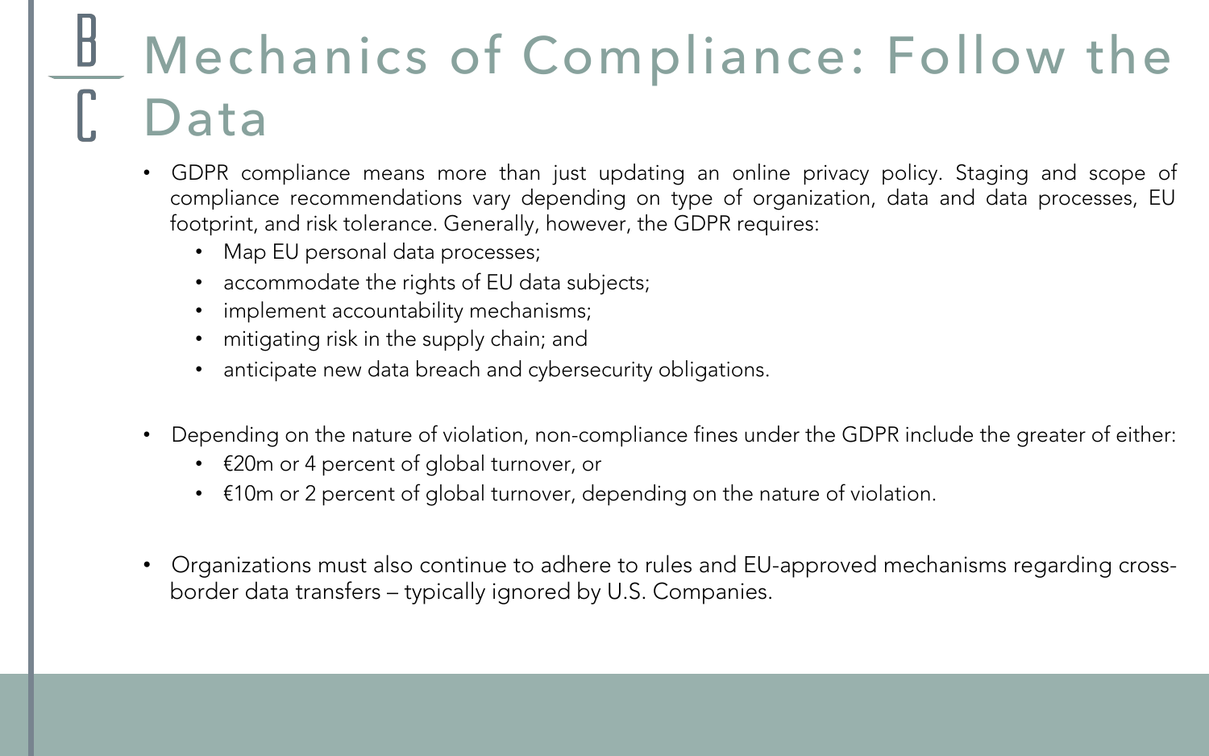# Mechanics of Compliance: Follow the Data

- GDPR compliance means more than just updating an online privacy policy. Staging and scope of compliance recommendations vary depending on type of organization, data and data processes, EU footprint, and risk tolerance. Generally, however, the GDPR requires:
  - Map EU personal data processes;
  - accommodate the rights of EU data subjects;
  - implement accountability mechanisms;
  - mitigating risk in the supply chain; and
  - anticipate new data breach and cybersecurity obligations.

- Depending on the nature of violation, non-compliance fines under the GDPR include the greater of either:
  - €20m or 4 percent of global turnover, or
  - €10m or 2 percent of global turnover, depending on the nature of violation.

- Organizations must also continue to adhere to rules and EU-approved mechanisms regarding cross-border data transfers – typically ignored by U.S. Companies.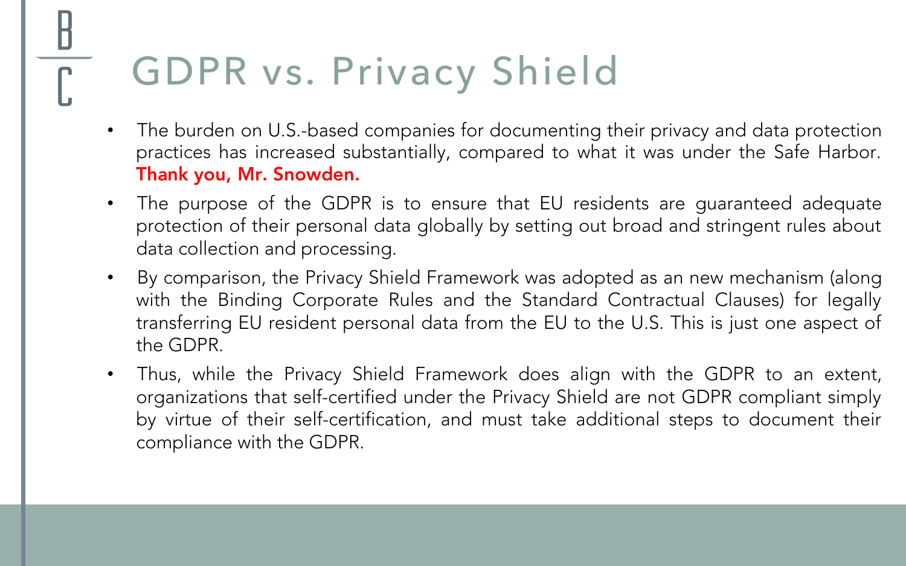# GDPR vs. Privacy Shield

- The burden on U.S.-based companies for documenting their privacy and data protection practices has increased substantially, compared to what it was under the Safe Harbor. **Thank you, Mr. Snowden.**
- The purpose of the GDPR is to ensure that EU residents are guaranteed adequate protection of their personal data globally by setting out broad and stringent rules about data collection and processing.
- By comparison, the Privacy Shield Framework was adopted as an new mechanism (along with the Binding Corporate Rules and the Standard Contractual Clauses) for legally transferring EU resident personal data from the EU to the U.S. This is just one aspect of the GDPR.
- Thus, while the Privacy Shield Framework does align with the GDPR to an extent, organizations that self-certified under the Privacy Shield are not GDPR compliant simply by virtue of their self-certification, and must take additional steps to document their compliance with the GDPR.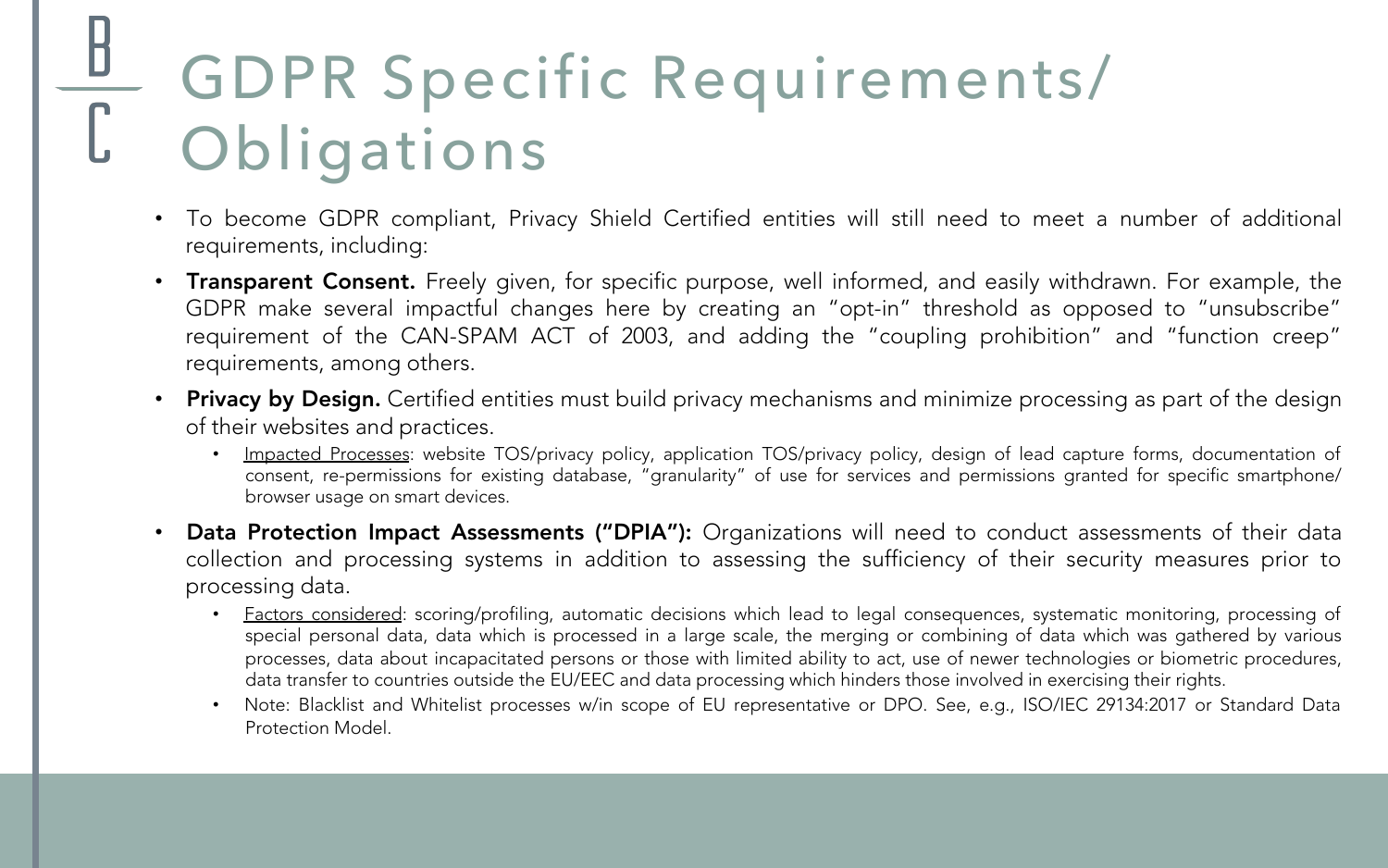# GDPR Specific Requirements/ Obligations

- To become GDPR compliant, Privacy Shield Certified entities will still need to meet a number of additional requirements, including:
- **Transparent Consent.** Freely given, for specific purpose, well informed, and easily withdrawn. For example, the GDPR make several impactful changes here by creating an "opt-in" threshold as opposed to "unsubscribe" requirement of the CAN-SPAM ACT of 2003, and adding the "coupling prohibition" and "function creep" requirements, among others.
- **Privacy by Design.** Certified entities must build privacy mechanisms and minimize processing as part of the design of their websites and practices.
  - <u>Impacted Processes</u>: website TOS/privacy policy, application TOS/privacy policy, design of lead capture forms, documentation of consent, re-permissions for existing database, "granularity" of use for services and permissions granted for specific smartphone/ browser usage on smart devices.
- **Data Protection Impact Assessments ("DPIA"):** Organizations will need to conduct assessments of their data collection and processing systems in addition to assessing the sufficiency of their security measures prior to processing data.
  - <u>Factors considered</u>: scoring/profiling, automatic decisions which lead to legal consequences, systematic monitoring, processing of special personal data, data which is processed in a large scale, the merging or combining of data which was gathered by various processes, data about incapacitated persons or those with limited ability to act, use of newer technologies or biometric procedures, data transfer to countries outside the EU/EEC and data processing which hinders those involved in exercising their rights.
  - Note: Blacklist and Whitelist processes w/in scope of EU representative or DPO. See, e.g., ISO/IEC 29134:2017 or Standard Data Protection Model.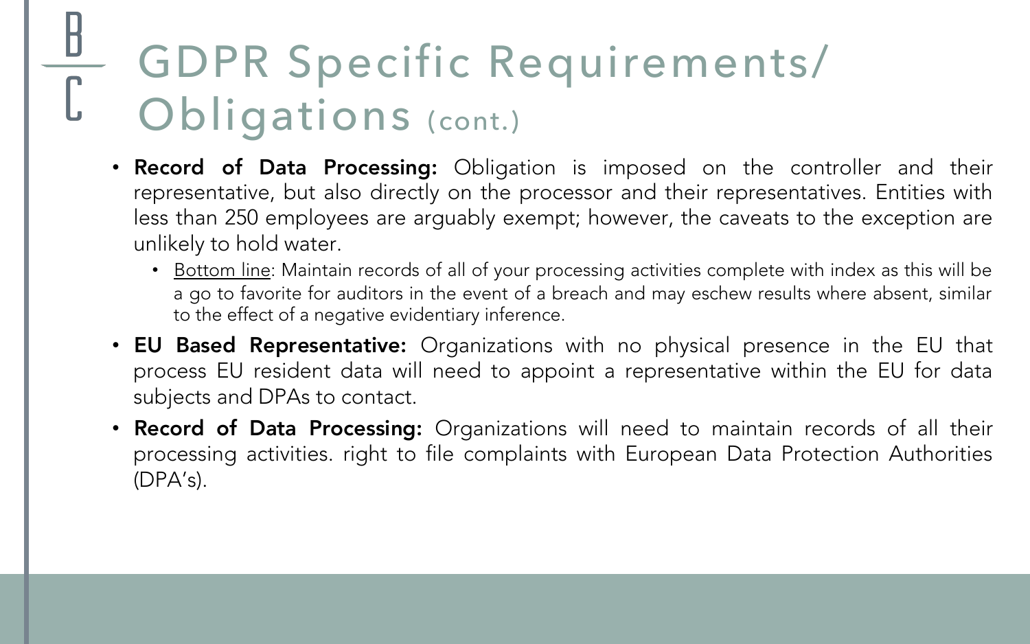# GDPR Specific Requirements/ Obligations (cont.)

- **Record of Data Processing:** Obligation is imposed on the controller and their representative, but also directly on the processor and their representatives. Entities with less than 250 employees are arguably exempt; however, the caveats to the exception are unlikely to hold water.
  - Bottom line: Maintain records of all of your processing activities complete with index as this will be a go to favorite for auditors in the event of a breach and may eschew results where absent, similar to the effect of a negative evidentiary inference.
- **EU Based Representative:** Organizations with no physical presence in the EU that process EU resident data will need to appoint a representative within the EU for data subjects and DPAs to contact.
- **Record of Data Processing:** Organizations will need to maintain records of all their processing activities. right to file complaints with European Data Protection Authorities (DPA's).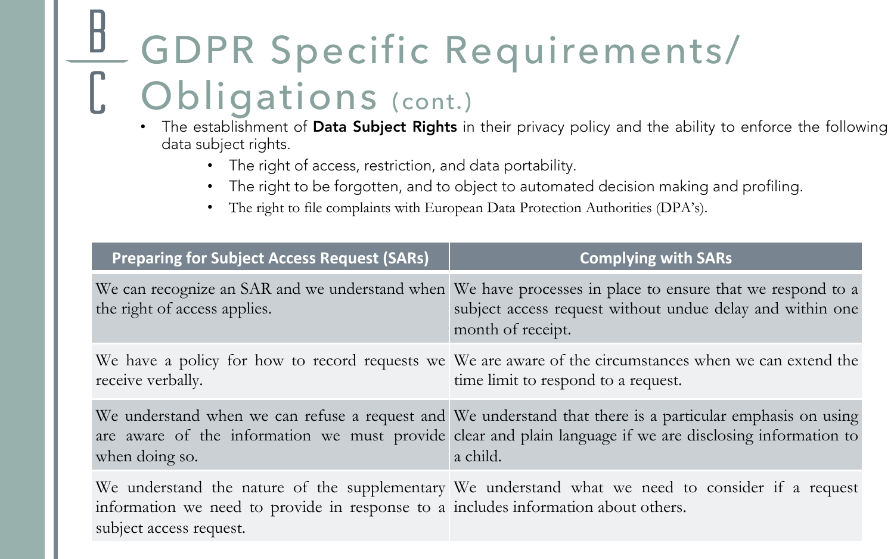# GDPR Specific Requirements/ Obligations (cont.)

- The establishment of **Data Subject Rights** in their privacy policy and the ability to enforce the following data subject rights.
  - The right of access, restriction, and data portability.
  - The right to be forgotten, and to object to automated decision making and profiling.
  - The right to file complaints with European Data Protection Authorities (DPA's).

| Preparing for Subject Access Request (SARs) | Complying with SARs |
|---|---|
| We can recognize an SAR and we understand when the right of access applies. | We have processes in place to ensure that we respond to a subject access request without undue delay and within one month of receipt. |
| We have a policy for how to record requests we receive verbally. | We are aware of the circumstances when we can extend the time limit to respond to a request. |
| We understand when we can refuse a request and are aware of the information we must provide when doing so. | We understand that there is a particular emphasis on using clear and plain language if we are disclosing information to a child. |
| We understand the nature of the supplementary information we need to provide in response to a subject access request. | We understand what we need to consider if a request includes information about others. |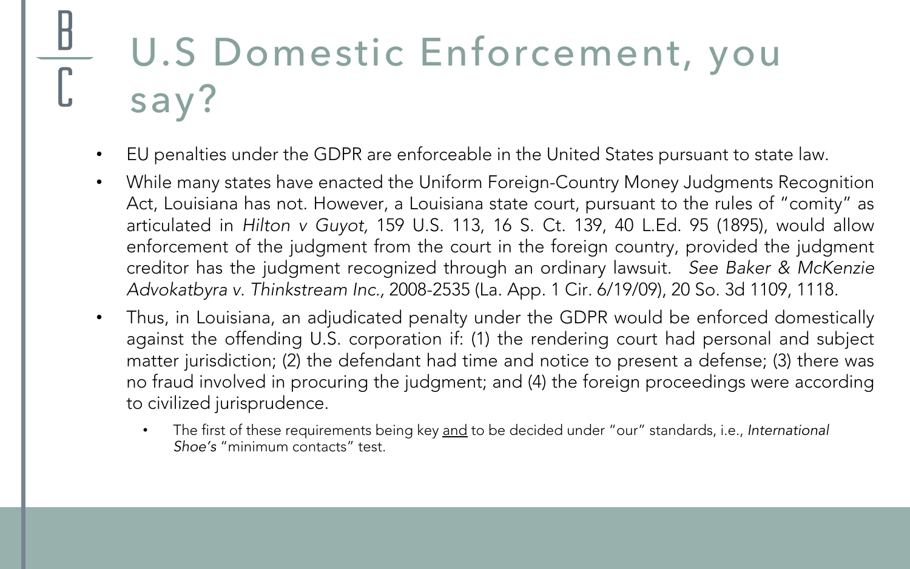# U.S Domestic Enforcement, you say?

- EU penalties under the GDPR are enforceable in the United States pursuant to state law.
- While many states have enacted the Uniform Foreign-Country Money Judgments Recognition Act, Louisiana has not. However, a Louisiana state court, pursuant to the rules of "comity" as articulated in *Hilton v Guyot,* 159 U.S. 113, 16 S. Ct. 139, 40 L.Ed. 95 (1895), would allow enforcement of the judgment from the court in the foreign country, provided the judgment creditor has the judgment recognized through an ordinary lawsuit. *See Baker & McKenzie Advokatbyra v. Thinkstream Inc.,* 2008-2535 (La. App. 1 Cir. 6/19/09), 20 So. 3d 1109, 1118.
- Thus, in Louisiana, an adjudicated penalty under the GDPR would be enforced domestically against the offending U.S. corporation if: (1) the rendering court had personal and subject matter jurisdiction; (2) the defendant had time and notice to present a defense; (3) there was no fraud involved in procuring the judgment; and (4) the foreign proceedings were according to civilized jurisprudence.
  - The first of these requirements being key <u>and</u> to be decided under "our" standards, i.e., *International Shoe's* "minimum contacts" test.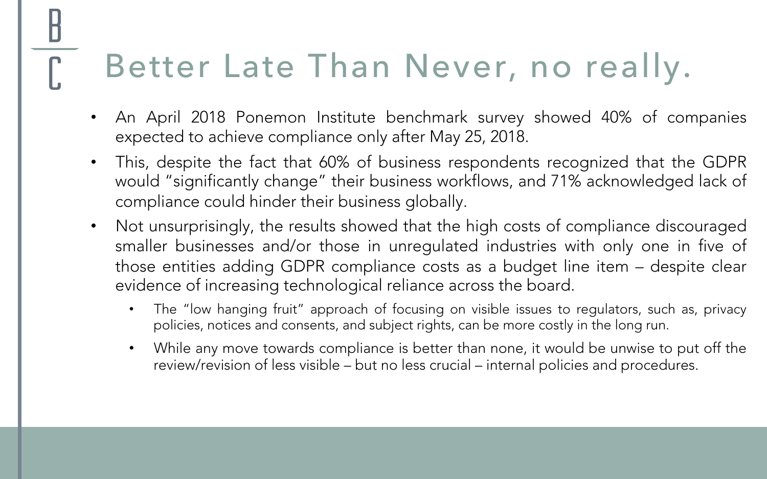# Better Late Than Never, no really.

- An April 2018 Ponemon Institute benchmark survey showed 40% of companies expected to achieve compliance only after May 25, 2018.
- This, despite the fact that 60% of business respondents recognized that the GDPR would "significantly change" their business workflows, and 71% acknowledged lack of compliance could hinder their business globally.
- Not unsurprisingly, the results showed that the high costs of compliance discouraged smaller businesses and/or those in unregulated industries with only one in five of those entities adding GDPR compliance costs as a budget line item – despite clear evidence of increasing technological reliance across the board.
  - The "low hanging fruit" approach of focusing on visible issues to regulators, such as, privacy policies, notices and consents, and subject rights, can be more costly in the long run.
  - While any move towards compliance is better than none, it would be unwise to put off the review/revision of less visible – but no less crucial – internal policies and procedures.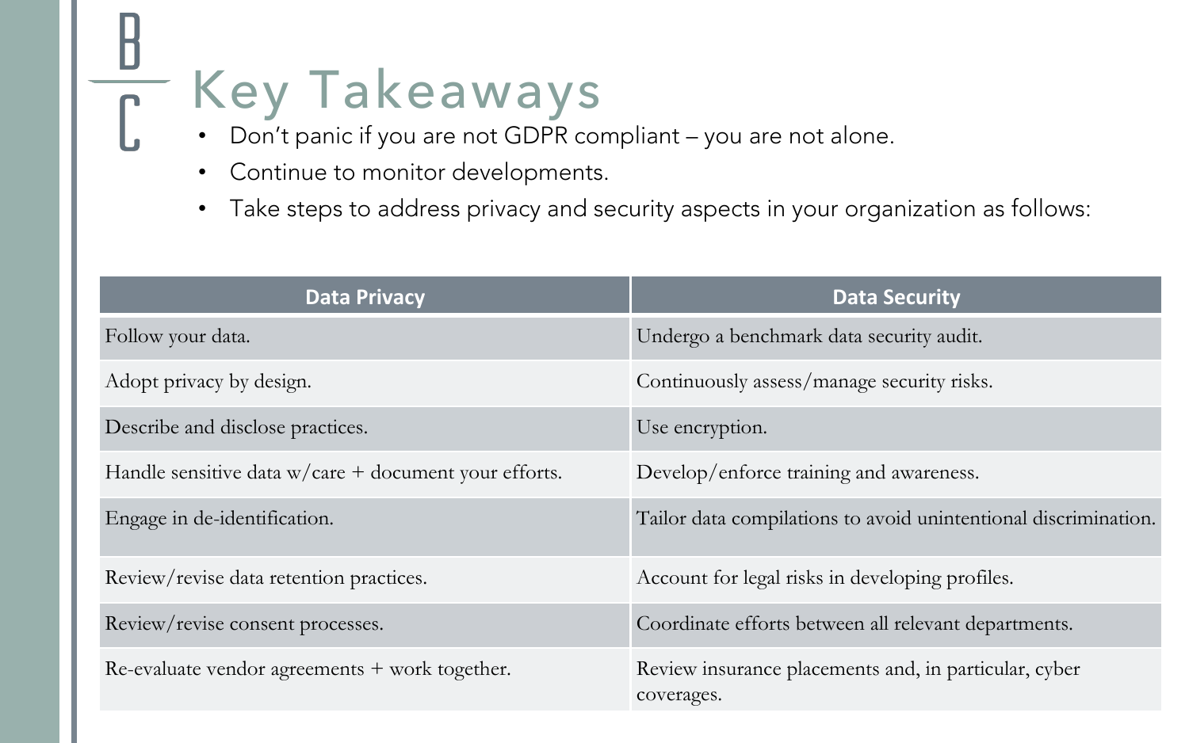# Key Takeaways

- Don't panic if you are not GDPR compliant – you are not alone.
- Continue to monitor developments.
- Take steps to address privacy and security aspects in your organization as follows:

| Data Privacy | Data Security |
|---|---|
| Follow your data. | Undergo a benchmark data security audit. |
| Adopt privacy by design. | Continuously assess/manage security risks. |
| Describe and disclose practices. | Use encryption. |
| Handle sensitive data w/care + document your efforts. | Develop/enforce training and awareness. |
| Engage in de-identification. | Tailor data compilations to avoid unintentional discrimination. |
| Review/revise data retention practices. | Account for legal risks in developing profiles. |
| Review/revise consent processes. | Coordinate efforts between all relevant departments. |
| Re-evaluate vendor agreements + work together. | Review insurance placements and, in particular, cyber coverages. |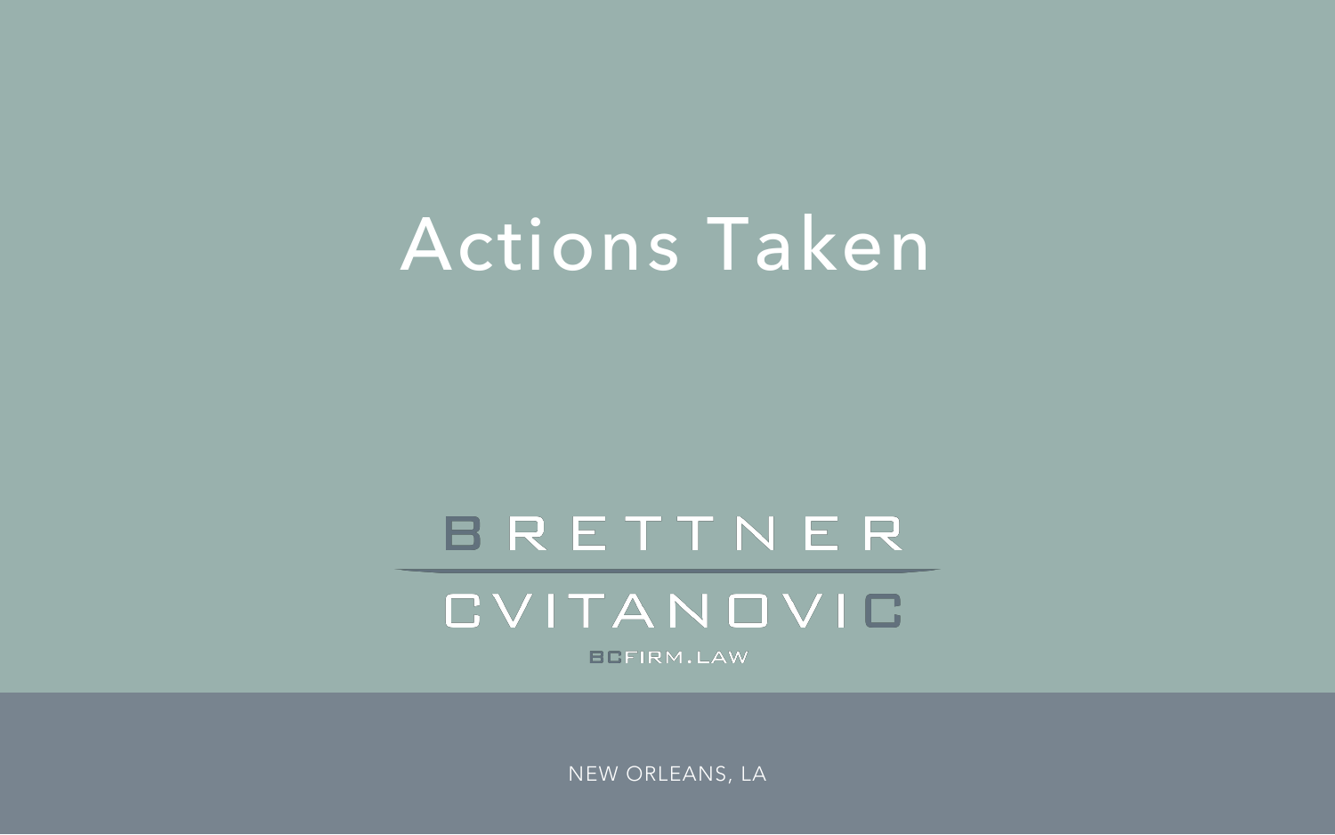# Actions Taken

BRETTNER

CVITANOVIC

BCFIRM.LAW

NEW ORLEANS, LA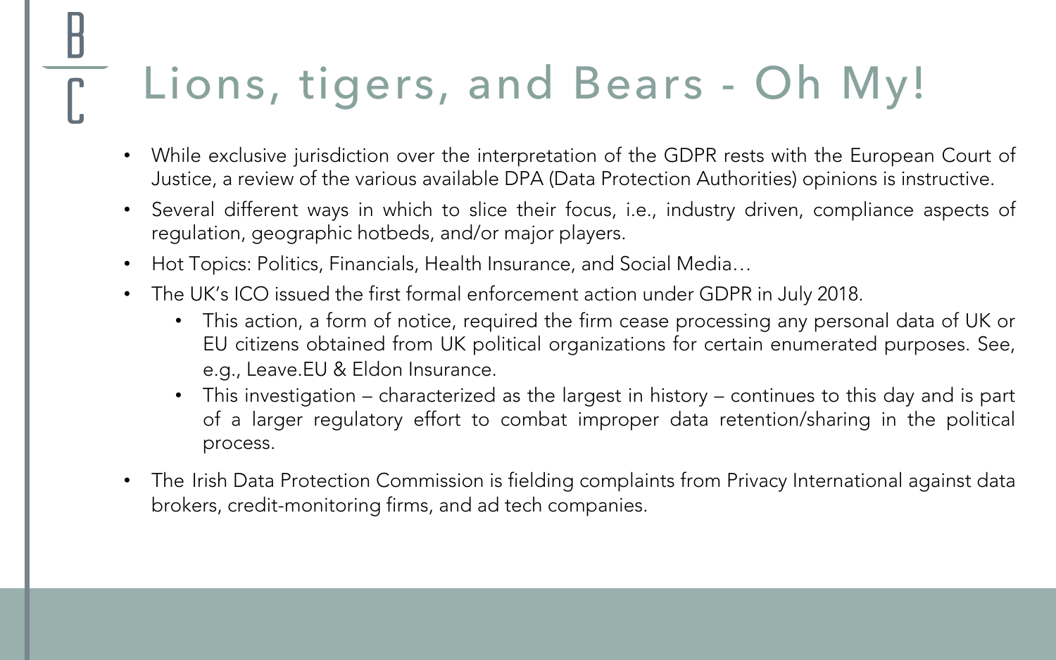# Lions, tigers, and Bears - Oh My!

- While exclusive jurisdiction over the interpretation of the GDPR rests with the European Court of Justice, a review of the various available DPA (Data Protection Authorities) opinions is instructive.
- Several different ways in which to slice their focus, i.e., industry driven, compliance aspects of regulation, geographic hotbeds, and/or major players.
- Hot Topics: Politics, Financials, Health Insurance, and Social Media…
- The UK's ICO issued the first formal enforcement action under GDPR in July 2018.
    - This action, a form of notice, required the firm cease processing any personal data of UK or EU citizens obtained from UK political organizations for certain enumerated purposes. See, e.g., Leave.EU & Eldon Insurance.
    - This investigation – characterized as the largest in history – continues to this day and is part of a larger regulatory effort to combat improper data retention/sharing in the political process.
- The Irish Data Protection Commission is fielding complaints from Privacy International against data brokers, credit-monitoring firms, and ad tech companies.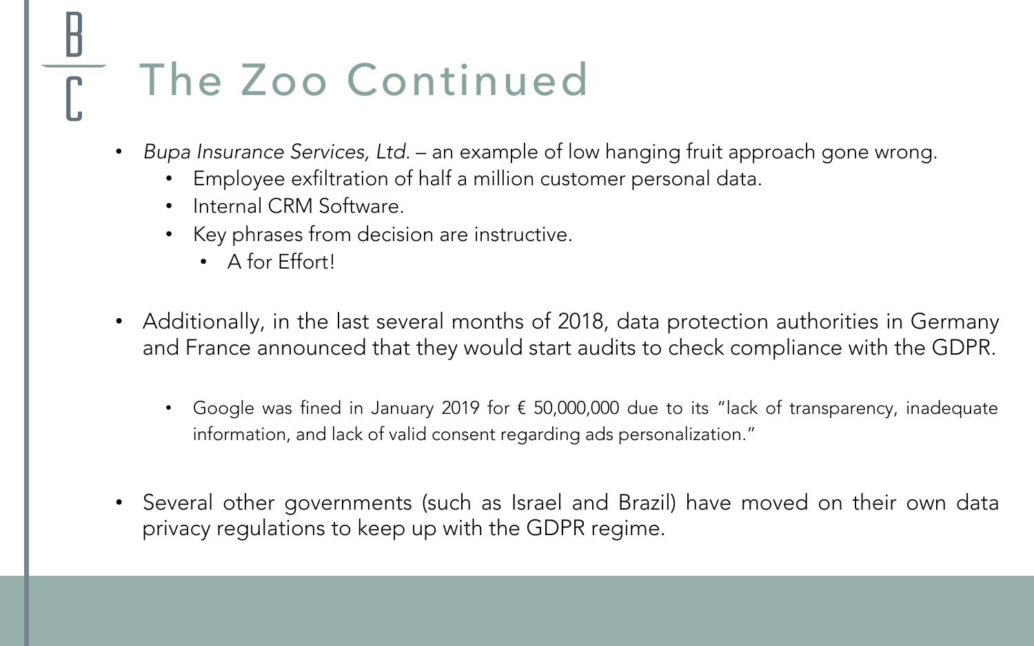# The Zoo Continued

- *Bupa Insurance Services, Ltd.* – an example of low hanging fruit approach gone wrong.
  - Employee exfiltration of half a million customer personal data.
  - Internal CRM Software.
  - Key phrases from decision are instructive.
    - A for Effort!

- Additionally, in the last several months of 2018, data protection authorities in Germany and France announced that they would start audits to check compliance with the GDPR.

  - Google was fined in January 2019 for € 50,000,000 due to its "lack of transparency, inadequate information, and lack of valid consent regarding ads personalization."

- Several other governments (such as Israel and Brazil) have moved on their own data privacy regulations to keep up with the GDPR regime.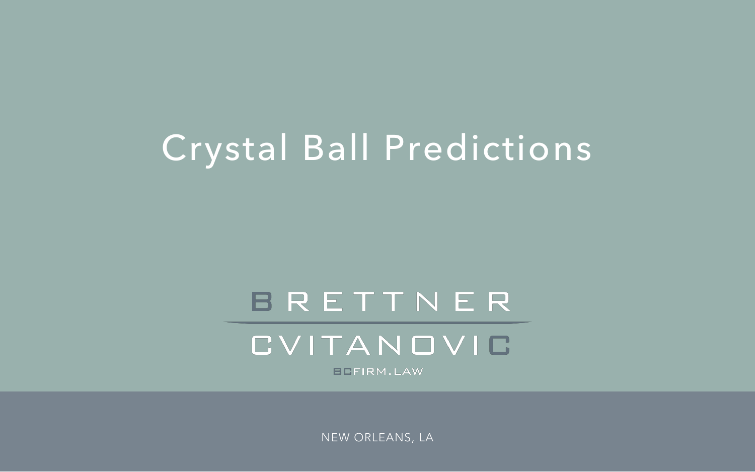# Crystal Ball Predictions

BRETTNER

CVITANOVIC

BCFIRM.LAW

NEW ORLEANS, LA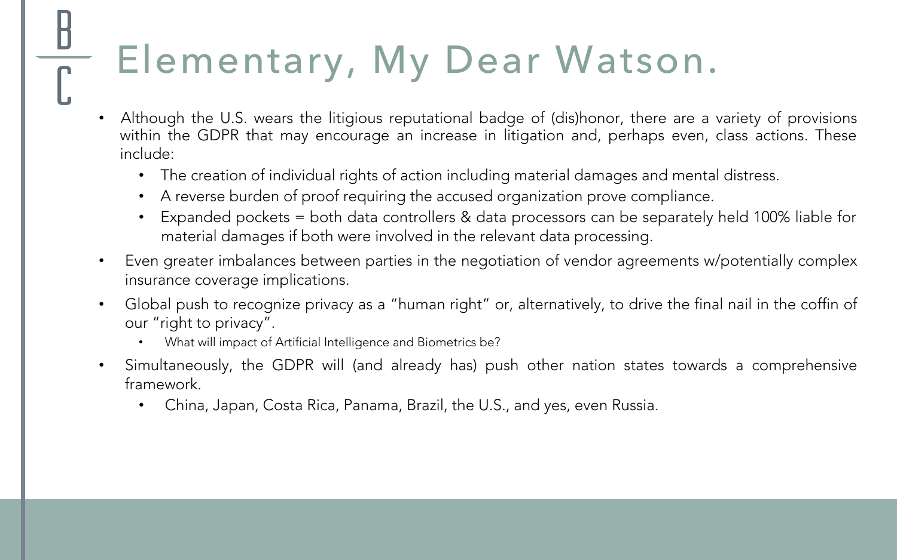# Elementary, My Dear Watson.

- Although the U.S. wears the litigious reputational badge of (dis)honor, there are a variety of provisions within the GDPR that may encourage an increase in litigation and, perhaps even, class actions. These include:
  - The creation of individual rights of action including material damages and mental distress.
  - A reverse burden of proof requiring the accused organization prove compliance.
  - Expanded pockets = both data controllers & data processors can be separately held 100% liable for material damages if both were involved in the relevant data processing.
- Even greater imbalances between parties in the negotiation of vendor agreements w/potentially complex insurance coverage implications.
- Global push to recognize privacy as a "human right" or, alternatively, to drive the final nail in the coffin of our "right to privacy".
  - What will impact of Artificial Intelligence and Biometrics be?
- Simultaneously, the GDPR will (and already has) push other nation states towards a comprehensive framework.
  - China, Japan, Costa Rica, Panama, Brazil, the U.S., and yes, even Russia.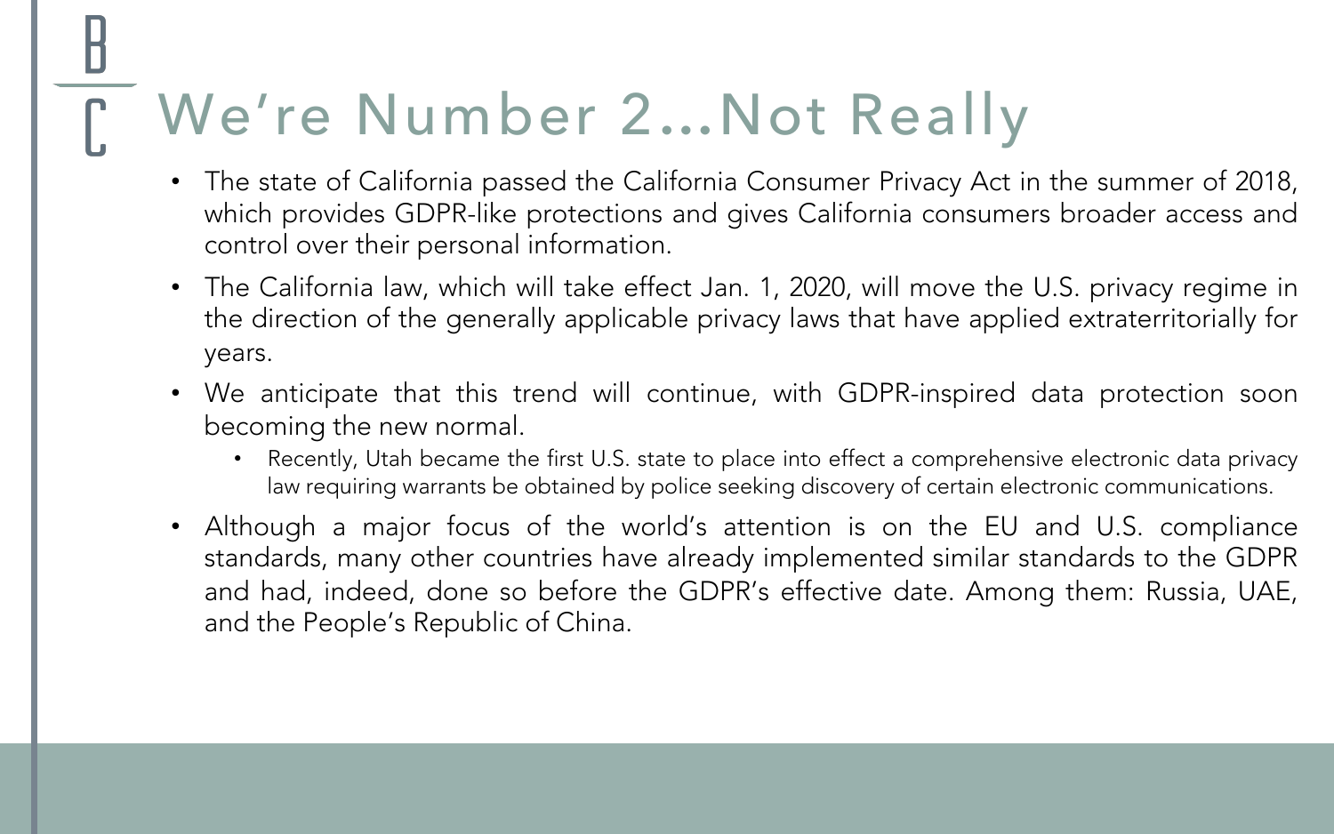# We're Number 2…Not Really

- The state of California passed the California Consumer Privacy Act in the summer of 2018, which provides GDPR-like protections and gives California consumers broader access and control over their personal information.
- The California law, which will take effect Jan. 1, 2020, will move the U.S. privacy regime in the direction of the generally applicable privacy laws that have applied extraterritorially for years.
- We anticipate that this trend will continue, with GDPR-inspired data protection soon becoming the new normal.
    - Recently, Utah became the first U.S. state to place into effect a comprehensive electronic data privacy law requiring warrants be obtained by police seeking discovery of certain electronic communications.
- Although a major focus of the world's attention is on the EU and U.S. compliance standards, many other countries have already implemented similar standards to the GDPR and had, indeed, done so before the GDPR's effective date. Among them: Russia, UAE, and the People's Republic of China.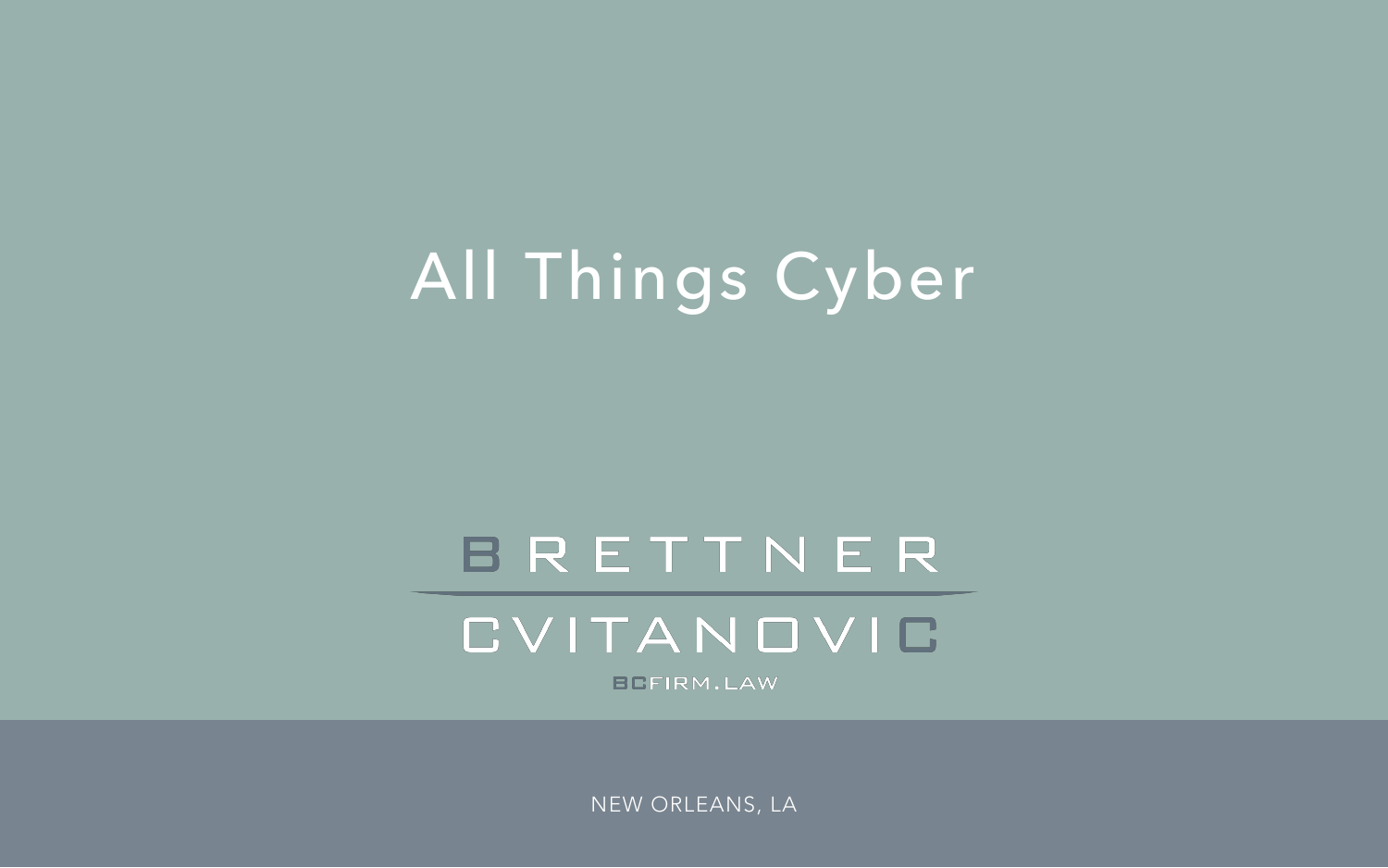# All Things Cyber

BRETTNER CVITANOVIC

BCFIRM.LAW

NEW ORLEANS, LA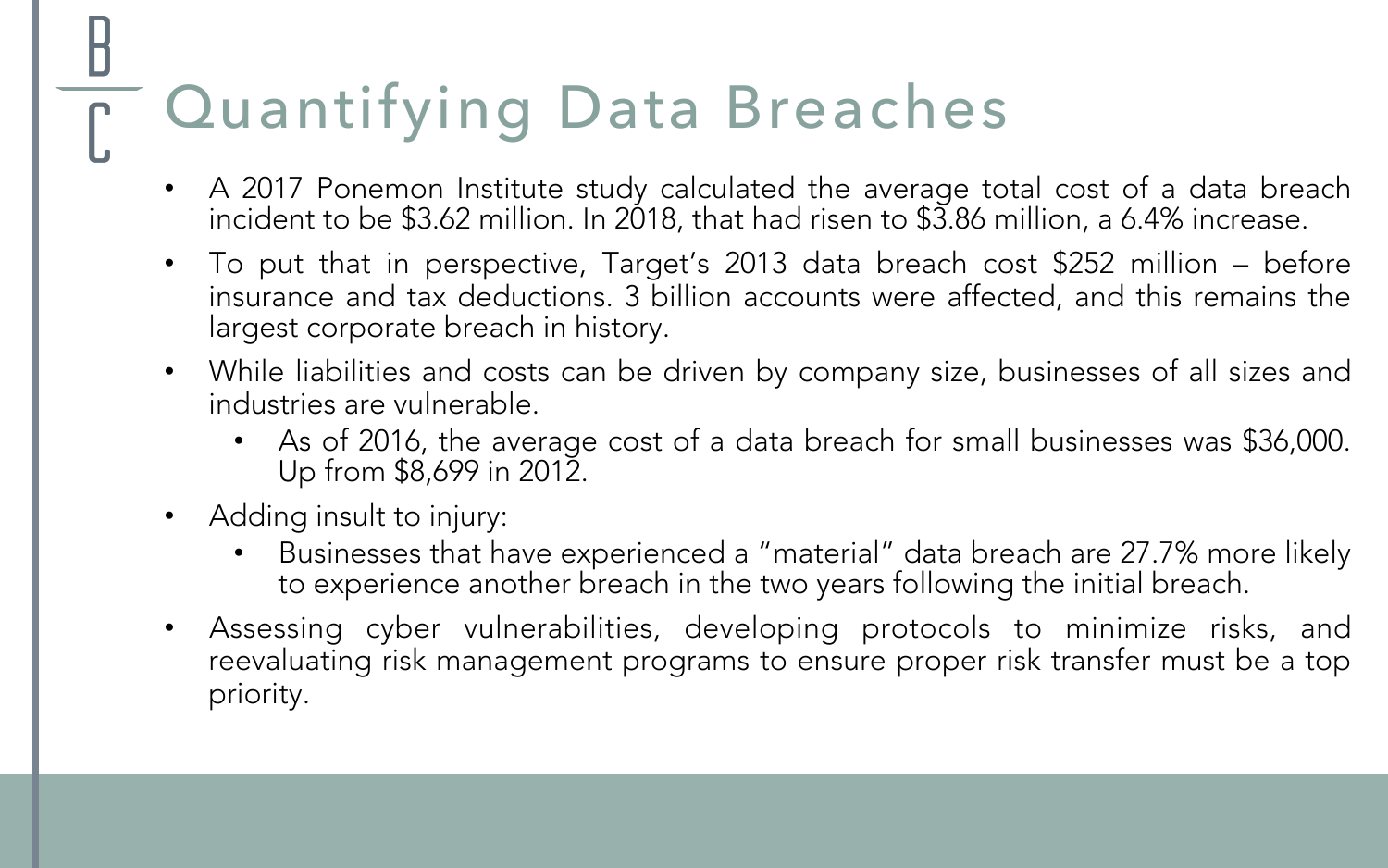# Quantifying Data Breaches

- A 2017 Ponemon Institute study calculated the average total cost of a data breach incident to be $3.62 million. In 2018, that had risen to $3.86 million, a 6.4% increase.
- To put that in perspective, Target's 2013 data breach cost $252 million – before insurance and tax deductions. 3 billion accounts were affected, and this remains the largest corporate breach in history.
- While liabilities and costs can be driven by company size, businesses of all sizes and industries are vulnerable.
  - As of 2016, the average cost of a data breach for small businesses was $36,000. Up from $8,699 in 2012.
- Adding insult to injury:
  - Businesses that have experienced a "material" data breach are 27.7% more likely to experience another breach in the two years following the initial breach.
- Assessing cyber vulnerabilities, developing protocols to minimize risks, and reevaluating risk management programs to ensure proper risk transfer must be a top priority.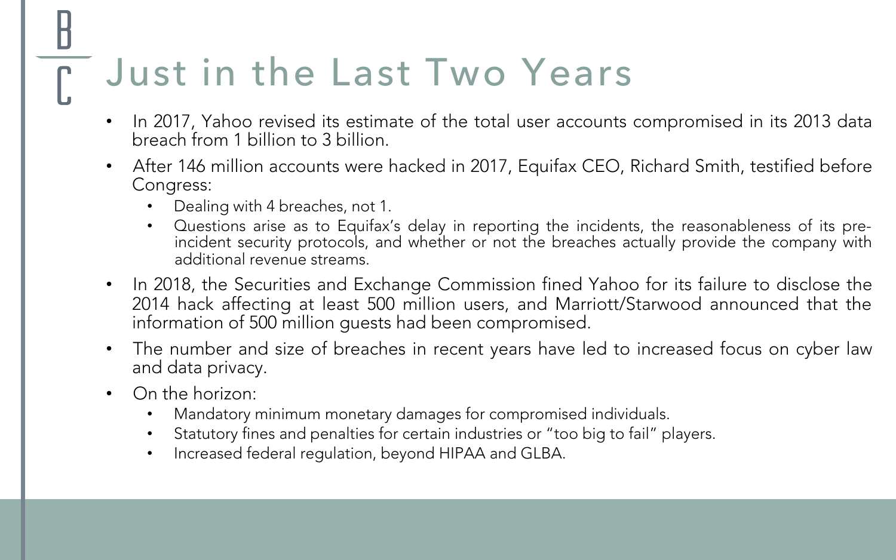# Just in the Last Two Years

- In 2017, Yahoo revised its estimate of the total user accounts compromised in its 2013 data breach from 1 billion to 3 billion.
- After 146 million accounts were hacked in 2017, Equifax CEO, Richard Smith, testified before Congress:
  - Dealing with 4 breaches, not 1.
  - Questions arise as to Equifax's delay in reporting the incidents, the reasonableness of its pre-incident security protocols, and whether or not the breaches actually provide the company with additional revenue streams.
- In 2018, the Securities and Exchange Commission fined Yahoo for its failure to disclose the 2014 hack affecting at least 500 million users, and Marriott/Starwood announced that the information of 500 million guests had been compromised.
- The number and size of breaches in recent years have led to increased focus on cyber law and data privacy.
- On the horizon:
  - Mandatory minimum monetary damages for compromised individuals.
  - Statutory fines and penalties for certain industries or "too big to fail" players.
  - Increased federal regulation, beyond HIPAA and GLBA.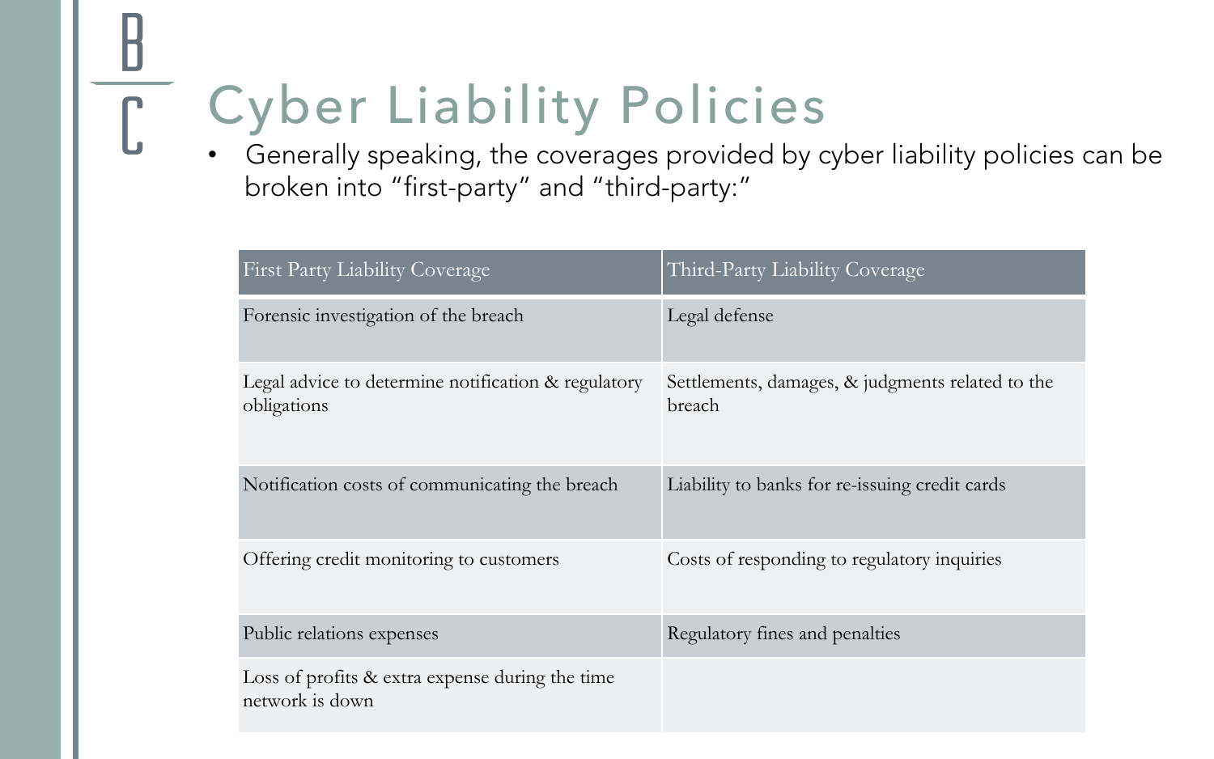# Cyber Liability Policies

- Generally speaking, the coverages provided by cyber liability policies can be broken into "first-party" and "third-party:"

| First Party Liability Coverage | Third-Party Liability Coverage |
| --- | --- |
| Forensic investigation of the breach | Legal defense |
| Legal advice to determine notification & regulatory obligations | Settlements, damages, & judgments related to the breach |
| Notification costs of communicating the breach | Liability to banks for re-issuing credit cards |
| Offering credit monitoring to customers | Costs of responding to regulatory inquiries |
| Public relations expenses | Regulatory fines and penalties |
| Loss of profits & extra expense during the time network is down | |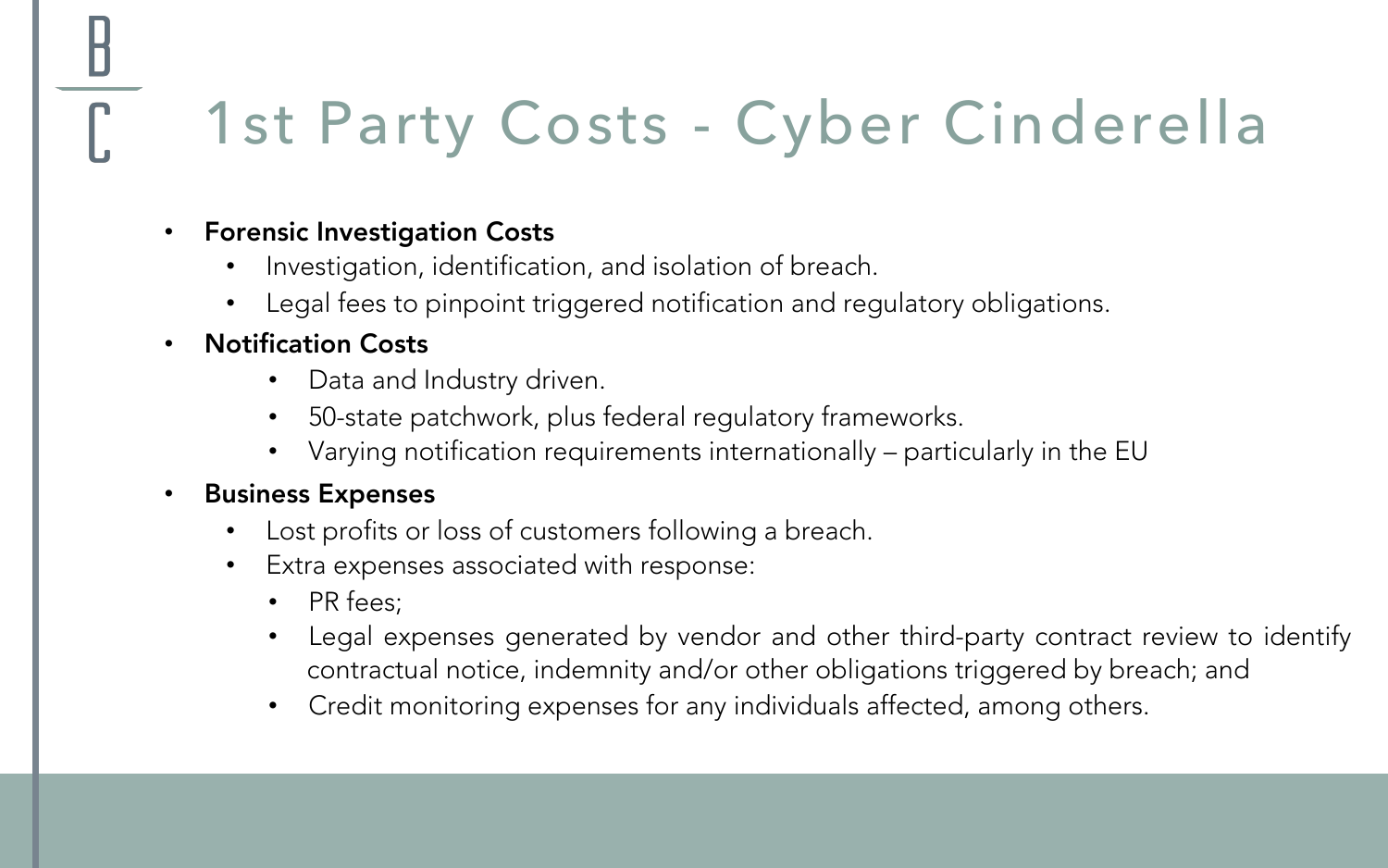# 1st Party Costs - Cyber Cinderella

- **Forensic Investigation Costs**
  - Investigation, identification, and isolation of breach.
  - Legal fees to pinpoint triggered notification and regulatory obligations.
- **Notification Costs**
  - Data and Industry driven.
  - 50-state patchwork, plus federal regulatory frameworks.
  - Varying notification requirements internationally – particularly in the EU
- **Business Expenses**
  - Lost profits or loss of customers following a breach.
  - Extra expenses associated with response:
    - PR fees;
    - Legal expenses generated by vendor and other third-party contract review to identify contractual notice, indemnity and/or other obligations triggered by breach; and
    - Credit monitoring expenses for any individuals affected, among others.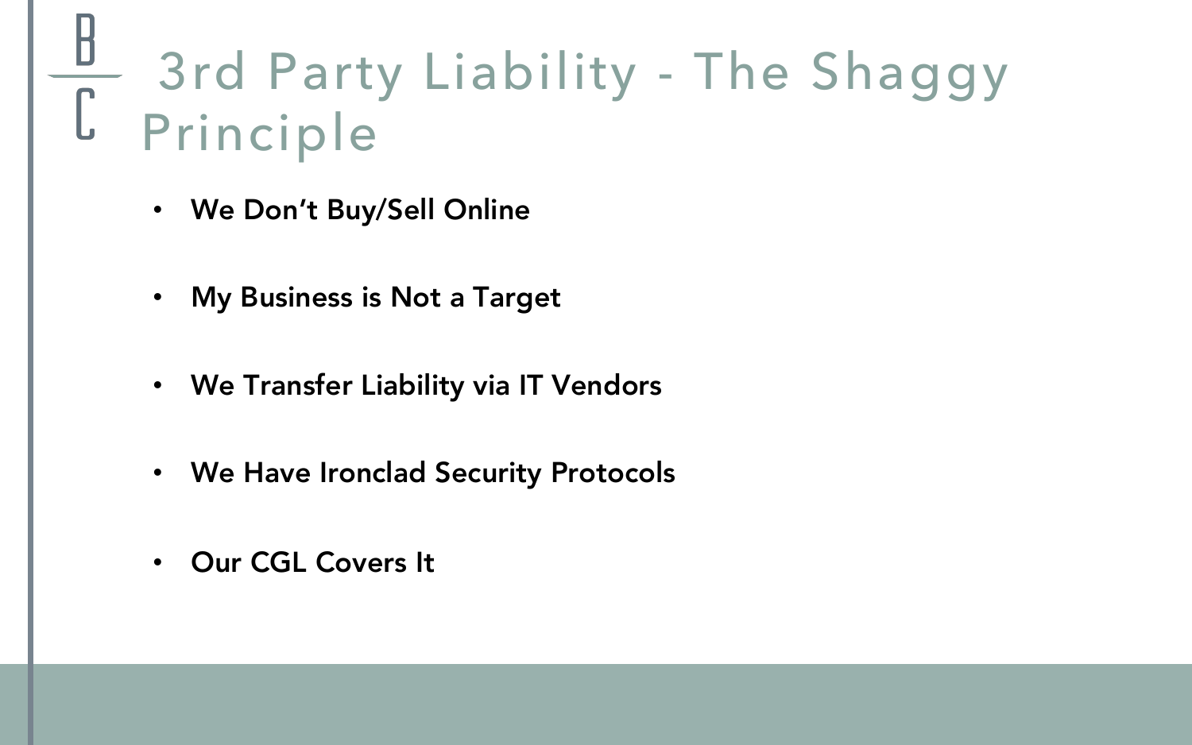# 3rd Party Liability - The Shaggy Principle

- **We Don’t Buy/Sell Online**
- **My Business is Not a Target**
- **We Transfer Liability via IT Vendors**
- **We Have Ironclad Security Protocols**
- **Our CGL Covers It**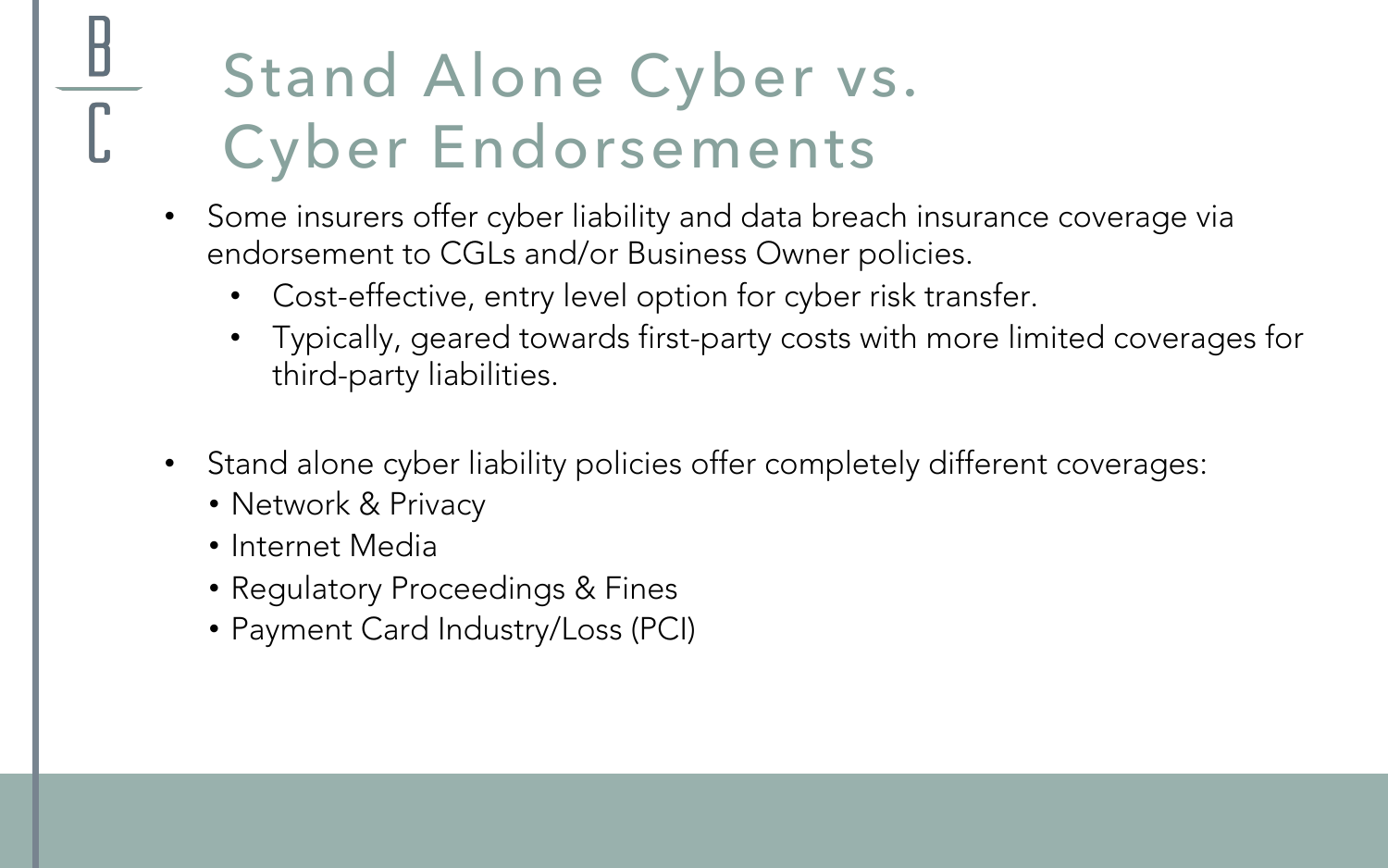# Stand Alone Cyber vs. Cyber Endorsements

- Some insurers offer cyber liability and data breach insurance coverage via endorsement to CGLs and/or Business Owner policies.
  - Cost-effective, entry level option for cyber risk transfer.
  - Typically, geared towards first-party costs with more limited coverages for third-party liabilities.

- Stand alone cyber liability policies offer completely different coverages:
  - Network & Privacy
  - Internet Media
  - Regulatory Proceedings & Fines
  - Payment Card Industry/Loss (PCI)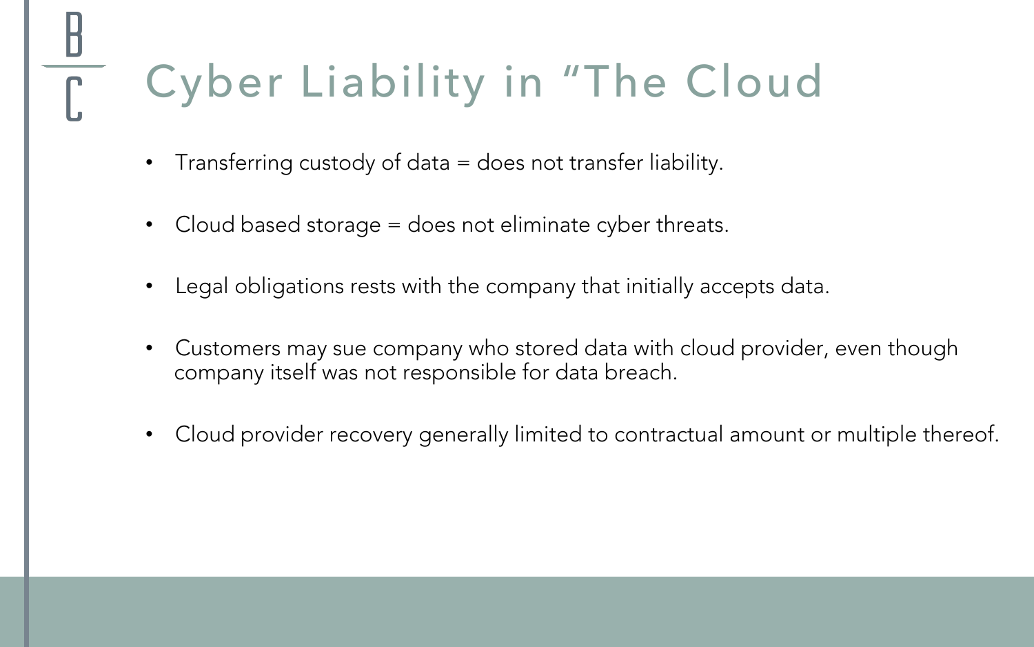# Cyber Liability in “The Cloud

- Transferring custody of data = does not transfer liability.
- Cloud based storage = does not eliminate cyber threats.
- Legal obligations rests with the company that initially accepts data.
- Customers may sue company who stored data with cloud provider, even though company itself was not responsible for data breach.
- Cloud provider recovery generally limited to contractual amount or multiple thereof.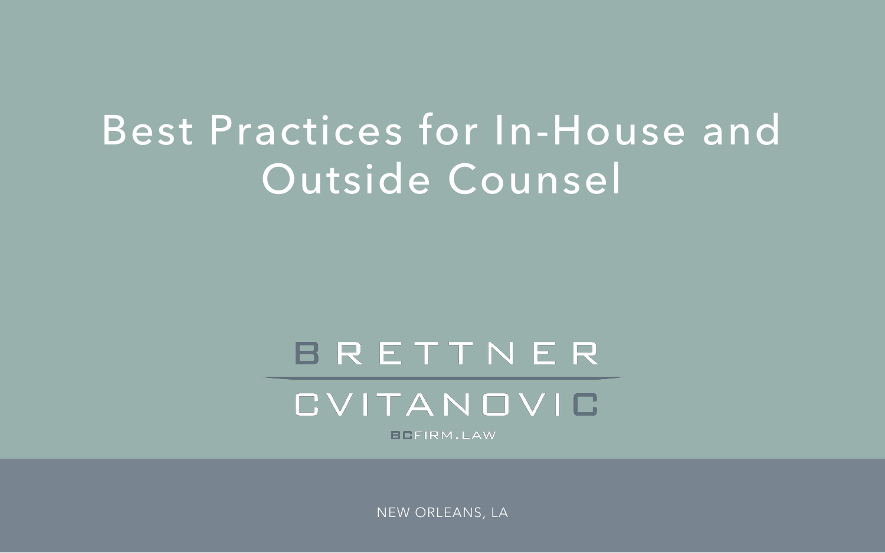# Best Practices for In-House and Outside Counsel

BRETTNER

CVITANOVIC

BCFIRM.LAW

NEW ORLEANS, LA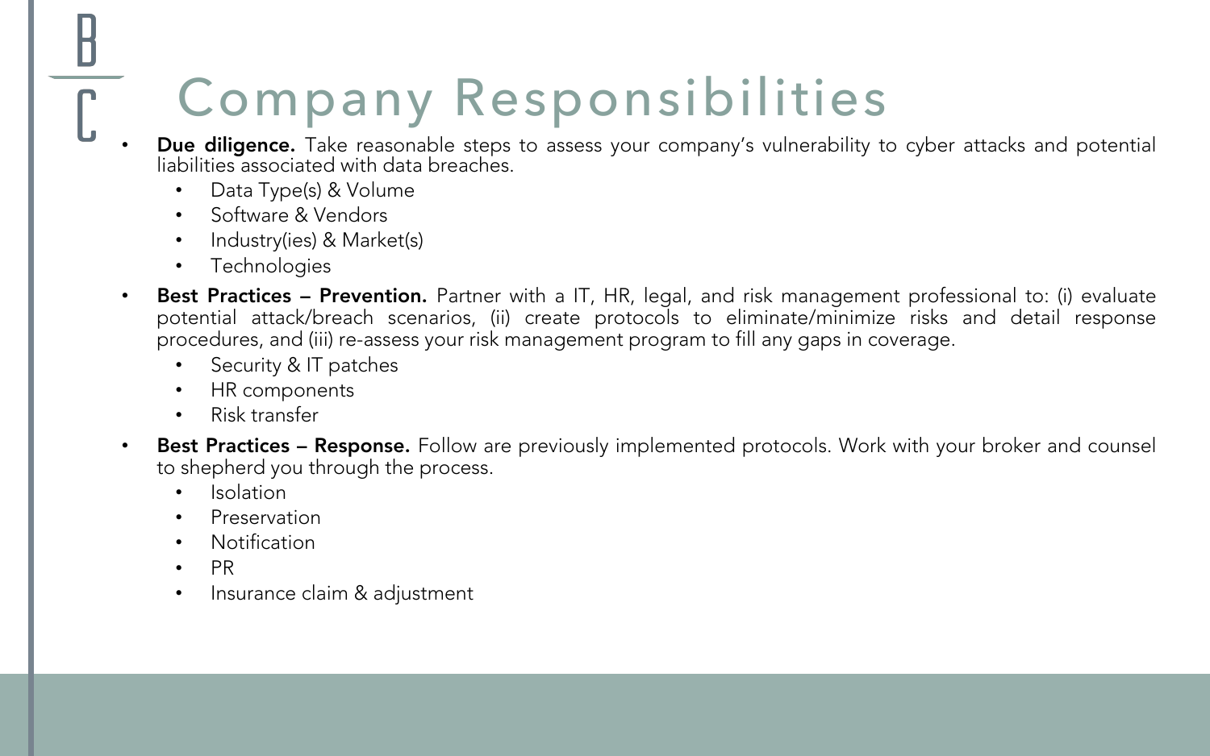# Company Responsibilities

- **Due diligence.** Take reasonable steps to assess your company's vulnerability to cyber attacks and potential liabilities associated with data breaches.
  - Data Type(s) & Volume
  - Software & Vendors
  - Industry(ies) & Market(s)
  - Technologies
- **Best Practices – Prevention.** Partner with a IT, HR, legal, and risk management professional to: (i) evaluate potential attack/breach scenarios, (ii) create protocols to eliminate/minimize risks and detail response procedures, and (iii) re-assess your risk management program to fill any gaps in coverage.
  - Security & IT patches
  - HR components
  - Risk transfer
- **Best Practices – Response.** Follow are previously implemented protocols. Work with your broker and counsel to shepherd you through the process.
  - Isolation
  - Preservation
  - Notification
  - PR
  - Insurance claim & adjustment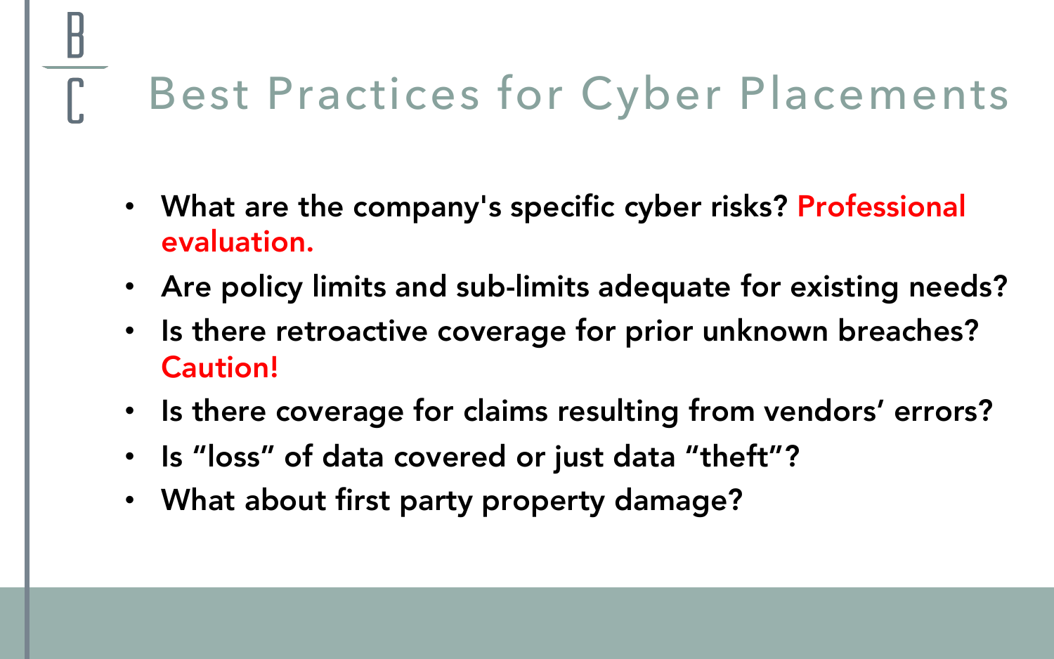# Best Practices for Cyber Placements

- **What are the company's specific cyber risks? Professional evaluation.**
- **Are policy limits and sub-limits adequate for existing needs?**
- **Is there retroactive coverage for prior unknown breaches? Caution!**
- **Is there coverage for claims resulting from vendors' errors?**
- **Is "loss" of data covered or just data "theft"?**
- **What about first party property damage?**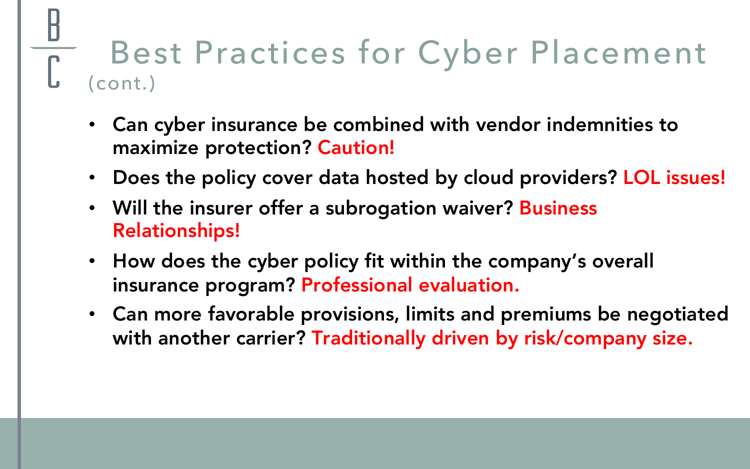# Best Practices for Cyber Placement (cont.)

- **Can cyber insurance be combined with vendor indemnities to maximize protection? Caution!**
- **Does the policy cover data hosted by cloud providers? LOL issues!**
- **Will the insurer offer a subrogation waiver? Business Relationships!**
- **How does the cyber policy fit within the company's overall insurance program? Professional evaluation.**
- **Can more favorable provisions, limits and premiums be negotiated with another carrier? Traditionally driven by risk/company size.**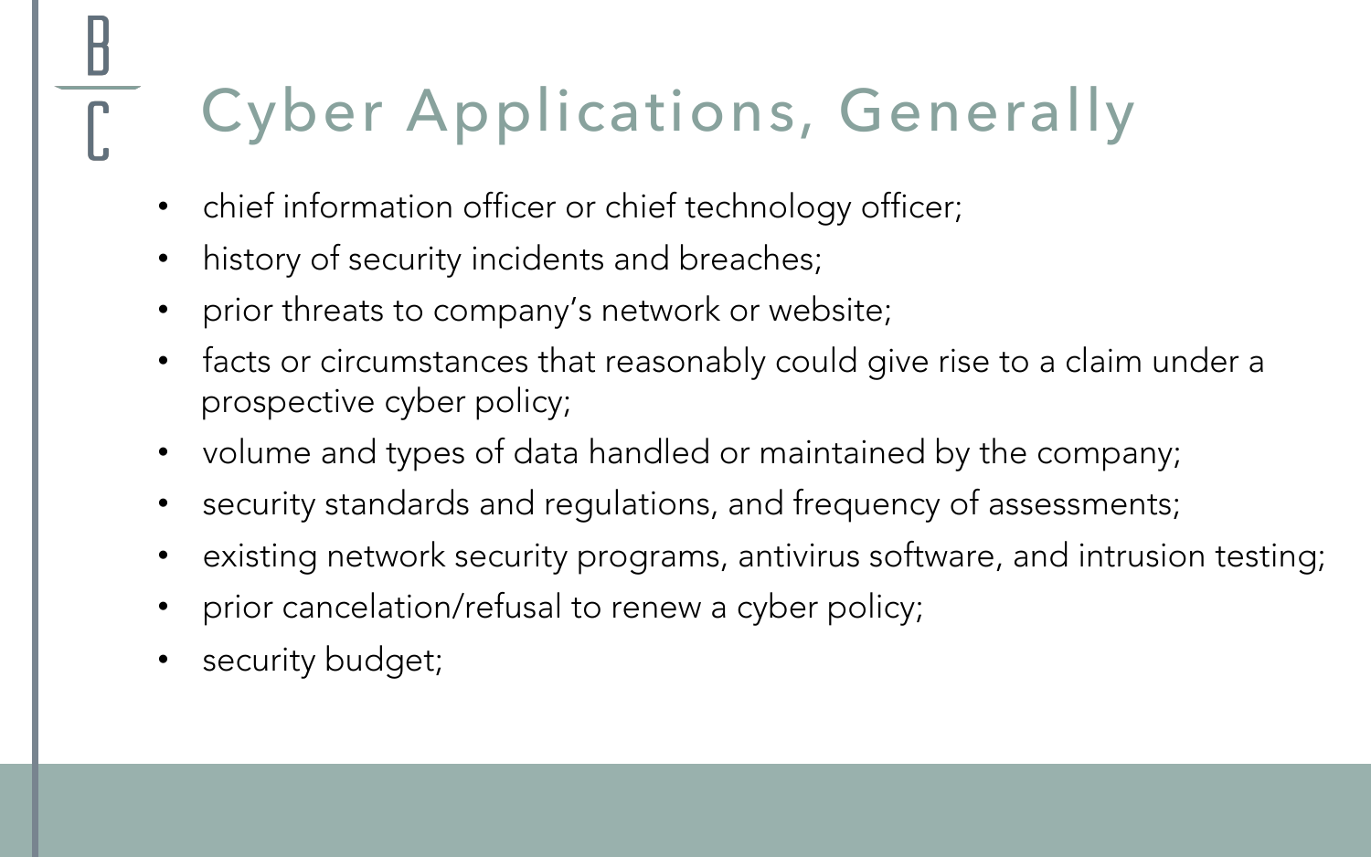# Cyber Applications, Generally

- chief information officer or chief technology officer;
- history of security incidents and breaches;
- prior threats to company's network or website;
- facts or circumstances that reasonably could give rise to a claim under a prospective cyber policy;
- volume and types of data handled or maintained by the company;
- security standards and regulations, and frequency of assessments;
- existing network security programs, antivirus software, and intrusion testing;
- prior cancelation/refusal to renew a cyber policy;
- security budget;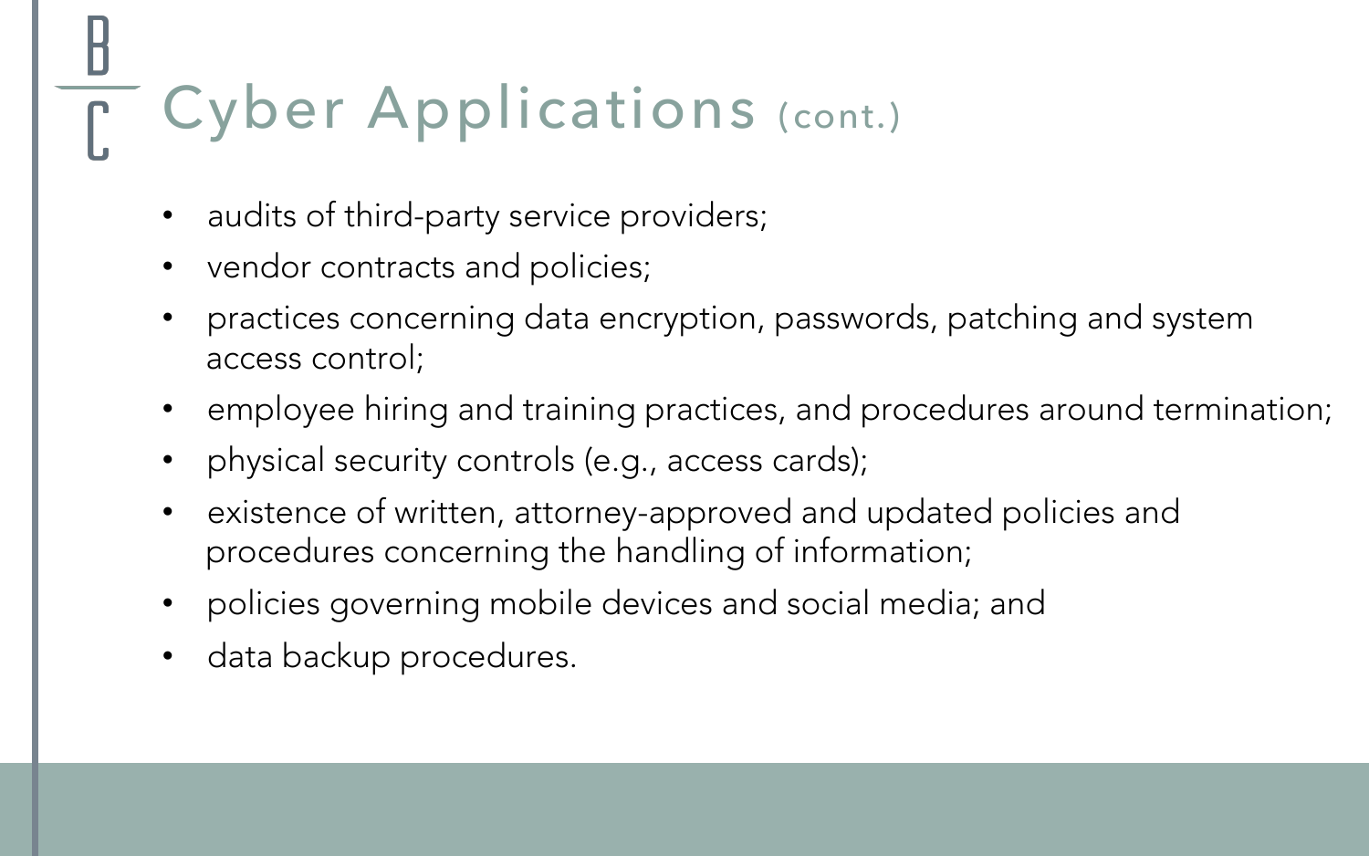# Cyber Applications (cont.)

- audits of third-party service providers;
- vendor contracts and policies;
- practices concerning data encryption, passwords, patching and system access control;
- employee hiring and training practices, and procedures around termination;
- physical security controls (e.g., access cards);
- existence of written, attorney-approved and updated policies and procedures concerning the handling of information;
- policies governing mobile devices and social media; and
- data backup procedures.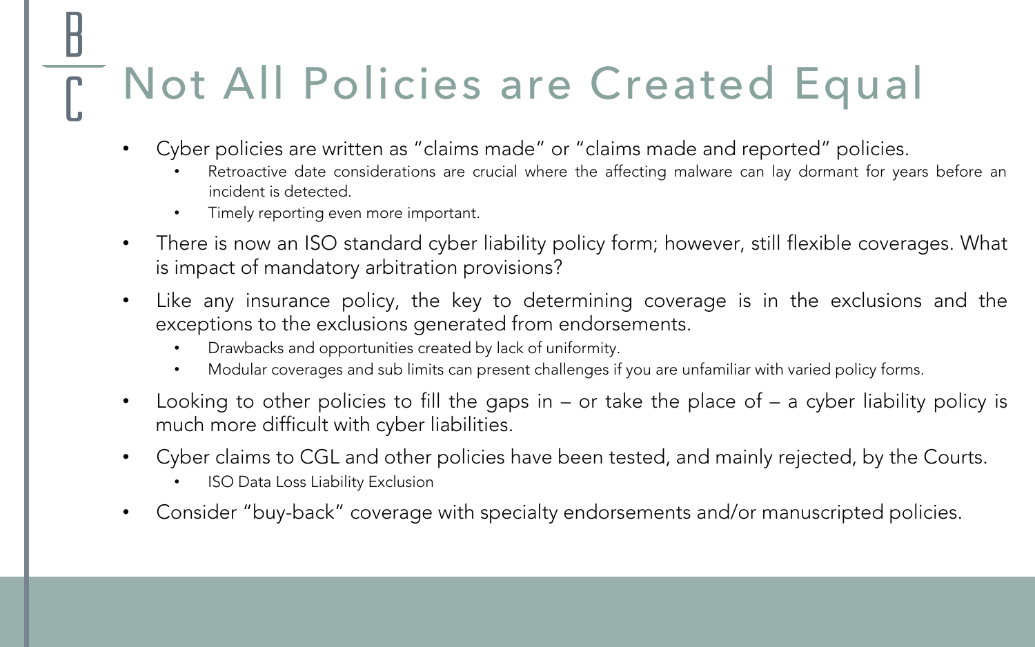# Not All Policies are Created Equal

- Cyber policies are written as "claims made" or "claims made and reported" policies.
  - Retroactive date considerations are crucial where the affecting malware can lay dormant for years before an incident is detected.
  - Timely reporting even more important.
- There is now an ISO standard cyber liability policy form; however, still flexible coverages. What is impact of mandatory arbitration provisions?
- Like any insurance policy, the key to determining coverage is in the exclusions and the exceptions to the exclusions generated from endorsements.
  - Drawbacks and opportunities created by lack of uniformity.
  - Modular coverages and sub limits can present challenges if you are unfamiliar with varied policy forms.
- Looking to other policies to fill the gaps in – or take the place of – a cyber liability policy is much more difficult with cyber liabilities.
- Cyber claims to CGL and other policies have been tested, and mainly rejected, by the Courts.
  - ISO Data Loss Liability Exclusion
- Consider "buy-back" coverage with specialty endorsements and/or manuscripted policies.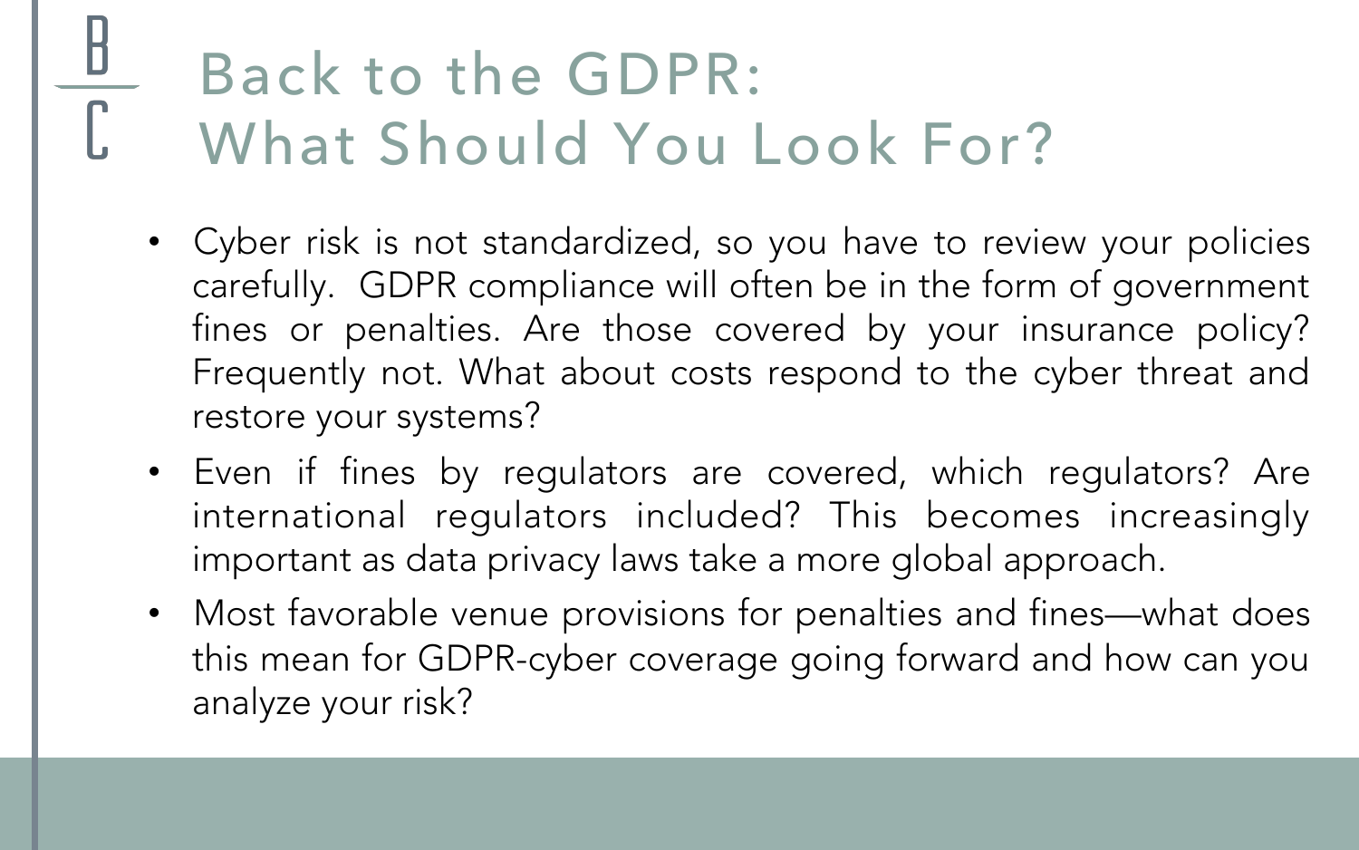# Back to the GDPR: What Should You Look For?

- Cyber risk is not standardized, so you have to review your policies carefully. GDPR compliance will often be in the form of government fines or penalties. Are those covered by your insurance policy? Frequently not. What about costs respond to the cyber threat and restore your systems?
- Even if fines by regulators are covered, which regulators? Are international regulators included? This becomes increasingly important as data privacy laws take a more global approach.
- Most favorable venue provisions for penalties and fines—what does this mean for GDPR-cyber coverage going forward and how can you analyze your risk?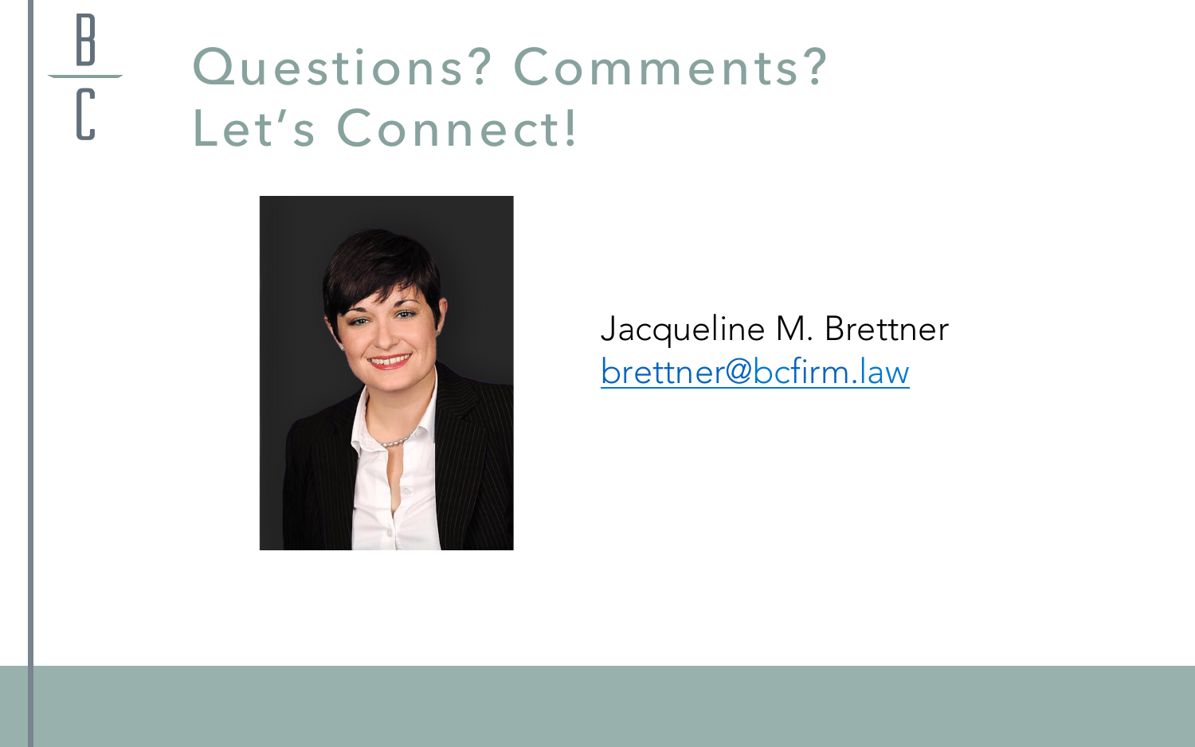# Questions? Comments? Let's Connect!

Jacqueline M. Brettner
brettner@bcfirm.law